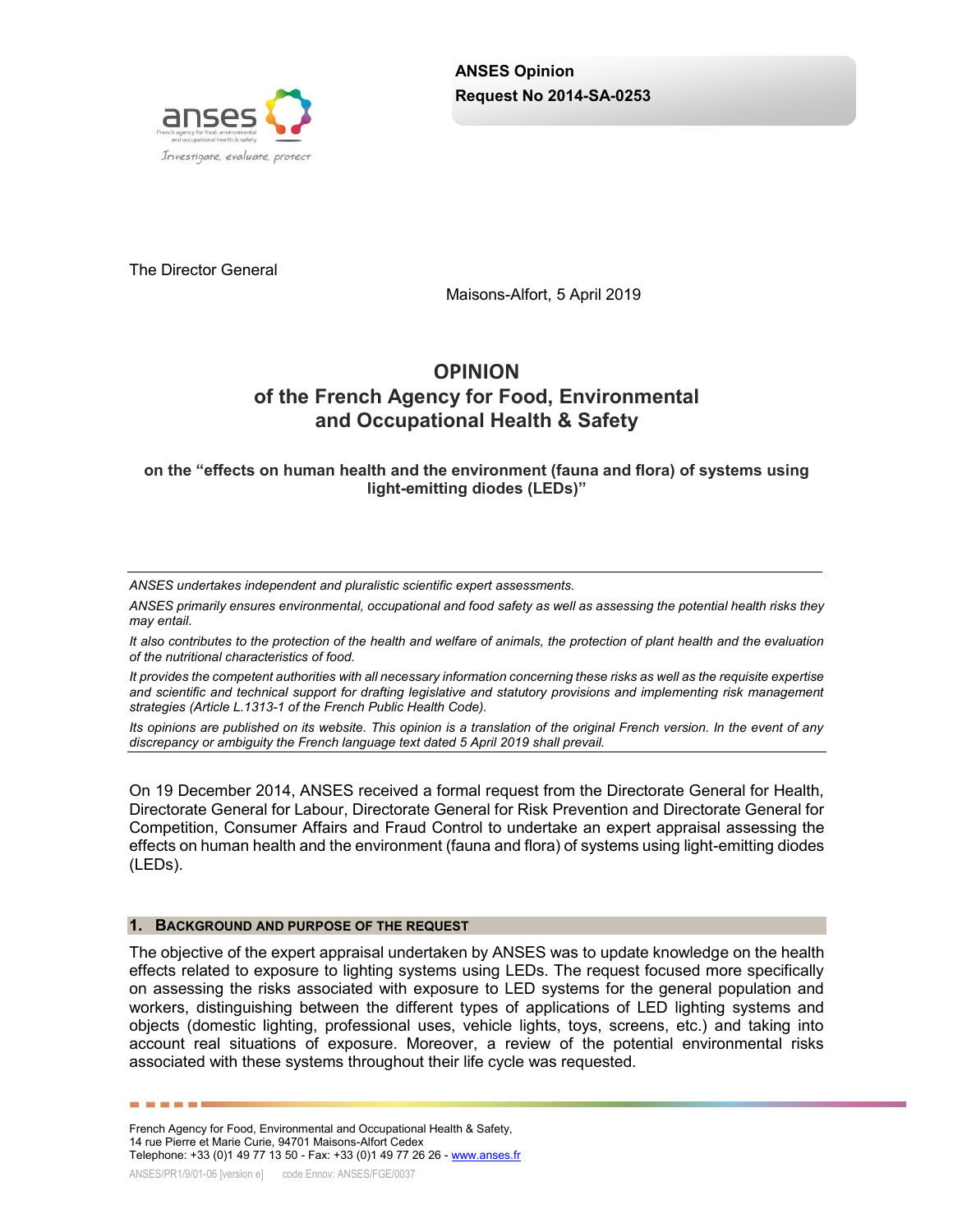**ANSES Opinion**
**Request No 2014-SA-0253**

The Director General

Maisons-Alfort, 5 April 2019

# OPINION
# of the French Agency for Food, Environmental and Occupational Health & Safety

**on the "effects on human health and the environment (fauna and flora) of systems using light-emitting diodes (LEDs)"**

---

*ANSES undertakes independent and pluralistic scientific expert assessments.*

*ANSES primarily ensures environmental, occupational and food safety as well as assessing the potential health risks they may entail.*

*It also contributes to the protection of the health and welfare of animals, the protection of plant health and the evaluation of the nutritional characteristics of food.*

*It provides the competent authorities with all necessary information concerning these risks as well as the requisite expertise and scientific and technical support for drafting legislative and statutory provisions and implementing risk management strategies (Article L.1313-1 of the French Public Health Code).*

*Its opinions are published on its website. This opinion is a translation of the original French version. In the event of any discrepancy or ambiguity the French language text dated 5 April 2019 shall prevail.*

---

On 19 December 2014, ANSES received a formal request from the Directorate General for Health, Directorate General for Labour, Directorate General for Risk Prevention and Directorate General for Competition, Consumer Affairs and Fraud Control to undertake an expert appraisal assessing the effects on human health and the environment (fauna and flora) of systems using light-emitting diodes (LEDs).

## 1. Background and Purpose of the Request

The objective of the expert appraisal undertaken by ANSES was to update knowledge on the health effects related to exposure to lighting systems using LEDs. The request focused more specifically on assessing the risks associated with exposure to LED systems for the general population and workers, distinguishing between the different types of applications of LED lighting systems and objects (domestic lighting, professional uses, vehicle lights, toys, screens, etc.) and taking into account real situations of exposure. Moreover, a review of the potential environmental risks associated with these systems throughout their life cycle was requested.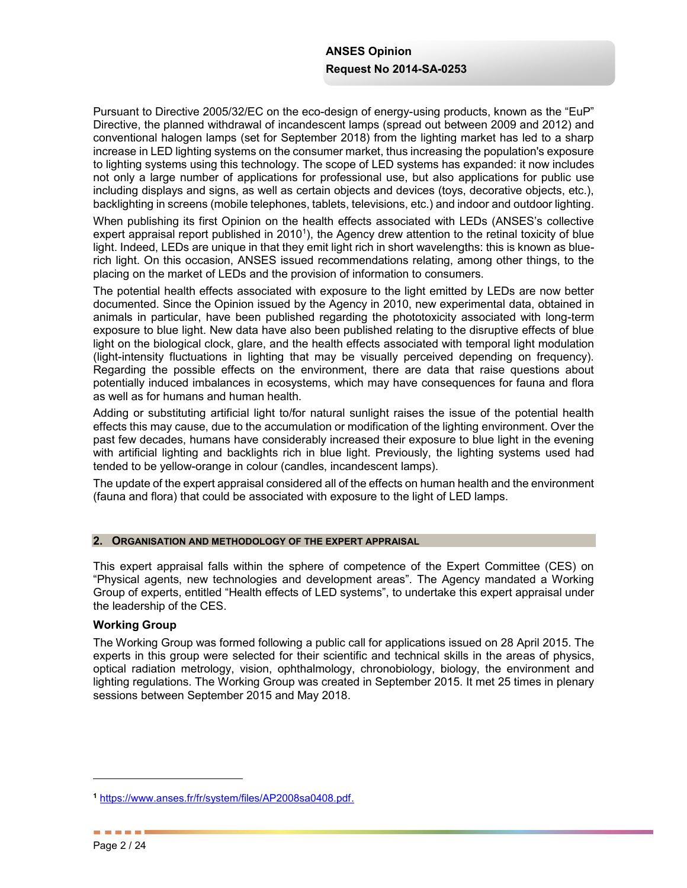Pursuant to Directive 2005/32/EC on the eco-design of energy-using products, known as the “EuP” Directive, the planned withdrawal of incandescent lamps (spread out between 2009 and 2012) and conventional halogen lamps (set for September 2018) from the lighting market has led to a sharp increase in LED lighting systems on the consumer market, thus increasing the population's exposure to lighting systems using this technology. The scope of LED systems has expanded: it now includes not only a large number of applications for professional use, but also applications for public use including displays and signs, as well as certain objects and devices (toys, decorative objects, etc.), backlighting in screens (mobile telephones, tablets, televisions, etc.) and indoor and outdoor lighting.

When publishing its first Opinion on the health effects associated with LEDs (ANSES’s collective expert appraisal report published in 2010[1]), the Agency drew attention to the retinal toxicity of blue light. Indeed, LEDs are unique in that they emit light rich in short wavelengths: this is known as blue-rich light. On this occasion, ANSES issued recommendations relating, among other things, to the placing on the market of LEDs and the provision of information to consumers.

The potential health effects associated with exposure to the light emitted by LEDs are now better documented. Since the Opinion issued by the Agency in 2010, new experimental data, obtained in animals in particular, have been published regarding the phototoxicity associated with long-term exposure to blue light. New data have also been published relating to the disruptive effects of blue light on the biological clock, glare, and the health effects associated with temporal light modulation (light-intensity fluctuations in lighting that may be visually perceived depending on frequency). Regarding the possible effects on the environment, there are data that raise questions about potentially induced imbalances in ecosystems, which may have consequences for fauna and flora as well as for humans and human health.

Adding or substituting artificial light to/for natural sunlight raises the issue of the potential health effects this may cause, due to the accumulation or modification of the lighting environment. Over the past few decades, humans have considerably increased their exposure to blue light in the evening with artificial lighting and backlights rich in blue light. Previously, the lighting systems used had tended to be yellow-orange in colour (candles, incandescent lamps).

The update of the expert appraisal considered all of the effects on human health and the environment (fauna and flora) that could be associated with exposure to the light of LED lamps.

## 2. Organisation and methodology of the expert appraisal

This expert appraisal falls within the sphere of competence of the Expert Committee (CES) on “Physical agents, new technologies and development areas”. The Agency mandated a Working Group of experts, entitled “Health effects of LED systems”, to undertake this expert appraisal under the leadership of the CES.

### Working Group

The Working Group was formed following a public call for applications issued on 28 April 2015. The experts in this group were selected for their scientific and technical skills in the areas of physics, optical radiation metrology, vision, ophthalmology, chronobiology, biology, the environment and lighting regulations. The Working Group was created in September 2015. It met 25 times in plenary sessions between September 2015 and May 2018.

---

[1] https://www.anses.fr/fr/system/files/AP2008sa0408.pdf.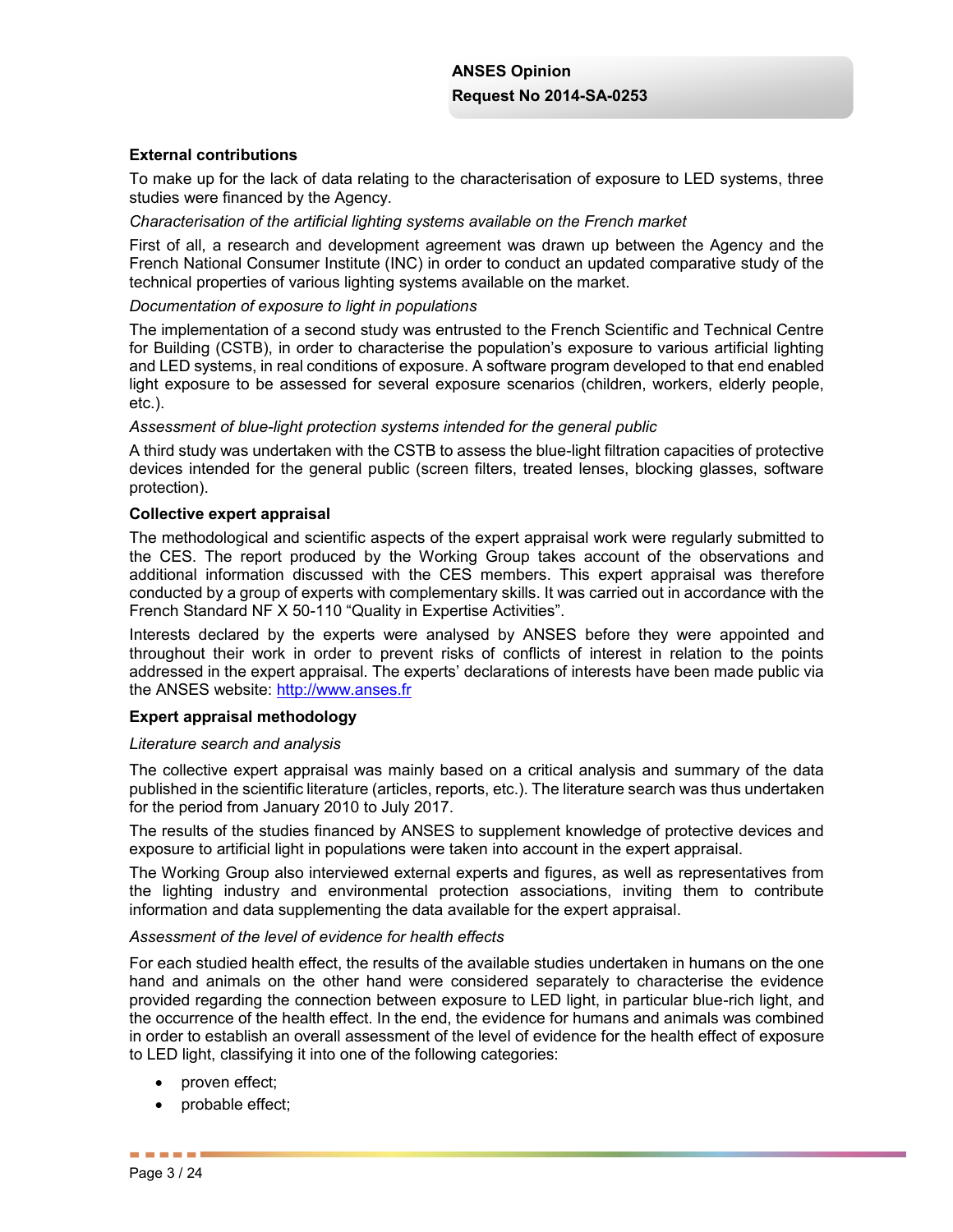**External contributions**

To make up for the lack of data relating to the characterisation of exposure to LED systems, three studies were financed by the Agency.

*Characterisation of the artificial lighting systems available on the French market*

First of all, a research and development agreement was drawn up between the Agency and the French National Consumer Institute (INC) in order to conduct an updated comparative study of the technical properties of various lighting systems available on the market.

*Documentation of exposure to light in populations*

The implementation of a second study was entrusted to the French Scientific and Technical Centre for Building (CSTB), in order to characterise the population's exposure to various artificial lighting and LED systems, in real conditions of exposure. A software program developed to that end enabled light exposure to be assessed for several exposure scenarios (children, workers, elderly people, etc.).

*Assessment of blue-light protection systems intended for the general public*

A third study was undertaken with the CSTB to assess the blue-light filtration capacities of protective devices intended for the general public (screen filters, treated lenses, blocking glasses, software protection).

**Collective expert appraisal**

The methodological and scientific aspects of the expert appraisal work were regularly submitted to the CES. The report produced by the Working Group takes account of the observations and additional information discussed with the CES members. This expert appraisal was therefore conducted by a group of experts with complementary skills. It was carried out in accordance with the French Standard NF X 50-110 "Quality in Expertise Activities".

Interests declared by the experts were analysed by ANSES before they were appointed and throughout their work in order to prevent risks of conflicts of interest in relation to the points addressed in the expert appraisal. The experts' declarations of interests have been made public via the ANSES website: [http://www.anses.fr](http://www.anses.fr)

**Expert appraisal methodology**

*Literature search and analysis*

The collective expert appraisal was mainly based on a critical analysis and summary of the data published in the scientific literature (articles, reports, etc.). The literature search was thus undertaken for the period from January 2010 to July 2017.

The results of the studies financed by ANSES to supplement knowledge of protective devices and exposure to artificial light in populations were taken into account in the expert appraisal.

The Working Group also interviewed external experts and figures, as well as representatives from the lighting industry and environmental protection associations, inviting them to contribute information and data supplementing the data available for the expert appraisal.

*Assessment of the level of evidence for health effects*

For each studied health effect, the results of the available studies undertaken in humans on the one hand and animals on the other hand were considered separately to characterise the evidence provided regarding the connection between exposure to LED light, in particular blue-rich light, and the occurrence of the health effect. In the end, the evidence for humans and animals was combined in order to establish an overall assessment of the level of evidence for the health effect of exposure to LED light, classifying it into one of the following categories:

- proven effect;
- probable effect;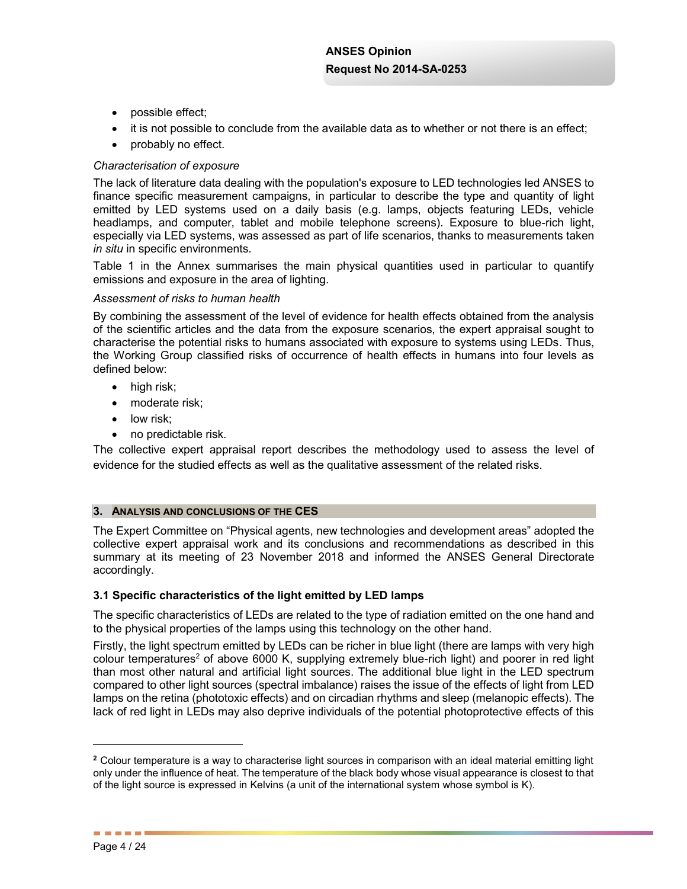- possible effect;
- it is not possible to conclude from the available data as to whether or not there is an effect;
- probably no effect.

*Characterisation of exposure*

The lack of literature data dealing with the population's exposure to LED technologies led ANSES to finance specific measurement campaigns, in particular to describe the type and quantity of light emitted by LED systems used on a daily basis (e.g. lamps, objects featuring LEDs, vehicle headlamps, and computer, tablet and mobile telephone screens). Exposure to blue-rich light, especially via LED systems, was assessed as part of life scenarios, thanks to measurements taken *in situ* in specific environments.

Table 1 in the Annex summarises the main physical quantities used in particular to quantify emissions and exposure in the area of lighting.

*Assessment of risks to human health*

By combining the assessment of the level of evidence for health effects obtained from the analysis of the scientific articles and the data from the exposure scenarios, the expert appraisal sought to characterise the potential risks to humans associated with exposure to systems using LEDs. Thus, the Working Group classified risks of occurrence of health effects in humans into four levels as defined below:

- high risk;
- moderate risk;
- low risk;
- no predictable risk.

The collective expert appraisal report describes the methodology used to assess the level of evidence for the studied effects as well as the qualitative assessment of the related risks.

## 3. Analysis and conclusions of the CES

The Expert Committee on "Physical agents, new technologies and development areas" adopted the collective expert appraisal work and its conclusions and recommendations as described in this summary at its meeting of 23 November 2018 and informed the ANSES General Directorate accordingly.

### 3.1 Specific characteristics of the light emitted by LED lamps

The specific characteristics of LEDs are related to the type of radiation emitted on the one hand and to the physical properties of the lamps using this technology on the other hand.

Firstly, the light spectrum emitted by LEDs can be richer in blue light (there are lamps with very high colour temperatures[2] of above 6000 K, supplying extremely blue-rich light) and poorer in red light than most other natural and artificial light sources. The additional blue light in the LED spectrum compared to other light sources (spectral imbalance) raises the issue of the effects of light from LED lamps on the retina (phototoxic effects) and on circadian rhythms and sleep (melanopic effects). The lack of red light in LEDs may also deprive individuals of the potential photoprotective effects of this

[2] Colour temperature is a way to characterise light sources in comparison with an ideal material emitting light only under the influence of heat. The temperature of the black body whose visual appearance is closest to that of the light source is expressed in Kelvins (a unit of the international system whose symbol is K).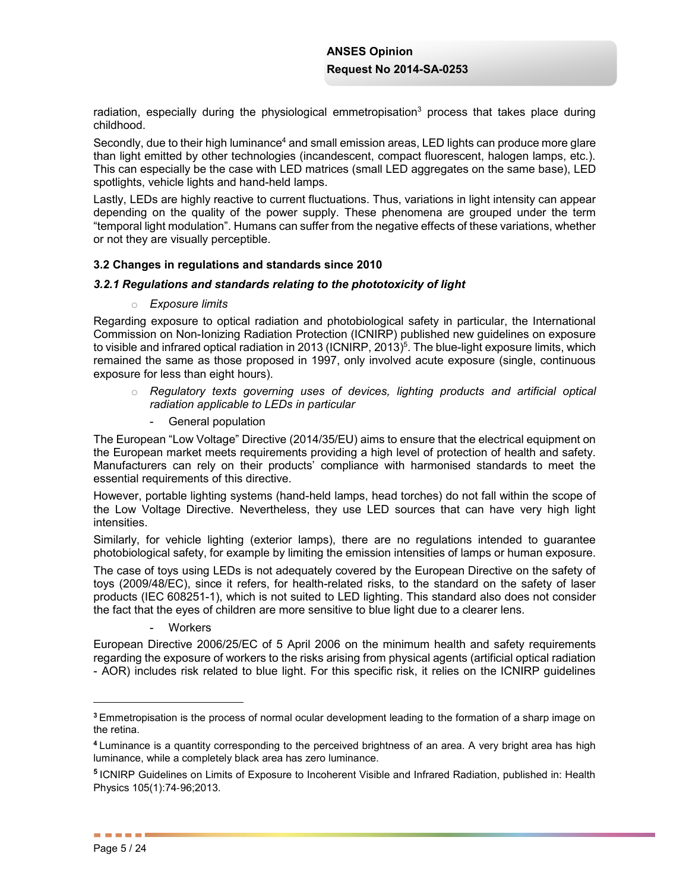radiation, especially during the physiological emmetropisation[3] process that takes place during childhood.

Secondly, due to their high luminance[4] and small emission areas, LED lights can produce more glare than light emitted by other technologies (incandescent, compact fluorescent, halogen lamps, etc.). This can especially be the case with LED matrices (small LED aggregates on the same base), LED spotlights, vehicle lights and hand-held lamps.

Lastly, LEDs are highly reactive to current fluctuations. Thus, variations in light intensity can appear depending on the quality of the power supply. These phenomena are grouped under the term "temporal light modulation". Humans can suffer from the negative effects of these variations, whether or not they are visually perceptible.

### 3.2 Changes in regulations and standards since 2010

#### *3.2.1 Regulations and standards relating to the phototoxicity of light*

- *Exposure limits*

Regarding exposure to optical radiation and photobiological safety in particular, the International Commission on Non-Ionizing Radiation Protection (ICNIRP) published new guidelines on exposure to visible and infrared optical radiation in 2013 (ICNIRP, 2013)[5]. The blue-light exposure limits, which remained the same as those proposed in 1997, only involved acute exposure (single, continuous exposure for less than eight hours).

- *Regulatory texts governing uses of devices, lighting products and artificial optical radiation applicable to LEDs in particular*
  - General population

The European "Low Voltage" Directive (2014/35/EU) aims to ensure that the electrical equipment on the European market meets requirements providing a high level of protection of health and safety. Manufacturers can rely on their products' compliance with harmonised standards to meet the essential requirements of this directive.

However, portable lighting systems (hand-held lamps, head torches) do not fall within the scope of the Low Voltage Directive. Nevertheless, they use LED sources that can have very high light intensities.

Similarly, for vehicle lighting (exterior lamps), there are no regulations intended to guarantee photobiological safety, for example by limiting the emission intensities of lamps or human exposure.

The case of toys using LEDs is not adequately covered by the European Directive on the safety of toys (2009/48/EC), since it refers, for health-related risks, to the standard on the safety of laser products (IEC 608251-1), which is not suited to LED lighting. This standard also does not consider the fact that the eyes of children are more sensitive to blue light due to a clearer lens.

  - Workers

European Directive 2006/25/EC of 5 April 2006 on the minimum health and safety requirements regarding the exposure of workers to the risks arising from physical agents (artificial optical radiation - AOR) includes risk related to blue light. For this specific risk, it relies on the ICNIRP guidelines

---

[3] Emmetropisation is the process of normal ocular development leading to the formation of a sharp image on the retina.

[4] Luminance is a quantity corresponding to the perceived brightness of an area. A very bright area has high luminance, while a completely black area has zero luminance.

[5] ICNIRP Guidelines on Limits of Exposure to Incoherent Visible and Infrared Radiation, published in: Health Physics 105(1):74-96;2013.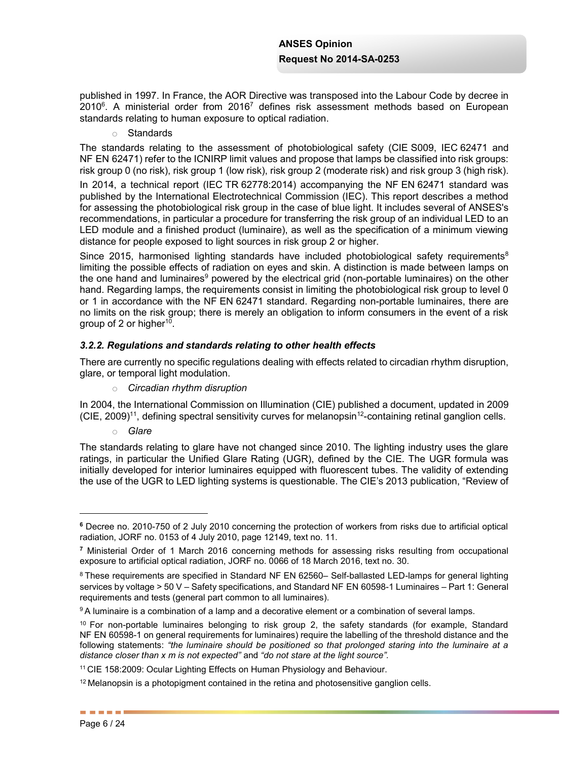published in 1997. In France, the AOR Directive was transposed into the Labour Code by decree in 2010[6]. A ministerial order from 2016[7] defines risk assessment methods based on European standards relating to human exposure to optical radiation.

- Standards

The standards relating to the assessment of photobiological safety (CIE S009, IEC 62471 and NF EN 62471) refer to the ICNIRP limit values and propose that lamps be classified into risk groups: risk group 0 (no risk), risk group 1 (low risk), risk group 2 (moderate risk) and risk group 3 (high risk).

In 2014, a technical report (IEC TR 62778:2014) accompanying the NF EN 62471 standard was published by the International Electrotechnical Commission (IEC). This report describes a method for assessing the photobiological risk group in the case of blue light. It includes several of ANSES's recommendations, in particular a procedure for transferring the risk group of an individual LED to an LED module and a finished product (luminaire), as well as the specification of a minimum viewing distance for people exposed to light sources in risk group 2 or higher.

Since 2015, harmonised lighting standards have included photobiological safety requirements[8] limiting the possible effects of radiation on eyes and skin. A distinction is made between lamps on the one hand and luminaires[9] powered by the electrical grid (non-portable luminaires) on the other hand. Regarding lamps, the requirements consist in limiting the photobiological risk group to level 0 or 1 in accordance with the NF EN 62471 standard. Regarding non-portable luminaires, there are no limits on the risk group; there is merely an obligation to inform consumers in the event of a risk group of 2 or higher[10].

### *3.2.2. Regulations and standards relating to other health effects*

There are currently no specific regulations dealing with effects related to circadian rhythm disruption, glare, or temporal light modulation.

- *Circadian rhythm disruption*

In 2004, the International Commission on Illumination (CIE) published a document, updated in 2009 (CIE, 2009)[11], defining spectral sensitivity curves for melanopsin[12]-containing retinal ganglion cells.

- *Glare*

The standards relating to glare have not changed since 2010. The lighting industry uses the glare ratings, in particular the Unified Glare Rating (UGR), defined by the CIE. The UGR formula was initially developed for interior luminaires equipped with fluorescent tubes. The validity of extending the use of the UGR to LED lighting systems is questionable. The CIE's 2013 publication, "Review of

---

[6] Decree no. 2010-750 of 2 July 2010 concerning the protection of workers from risks due to artificial optical radiation, JORF no. 0153 of 4 July 2010, page 12149, text no. 11.

[7] Ministerial Order of 1 March 2016 concerning methods for assessing risks resulting from occupational exposure to artificial optical radiation, JORF no. 0066 of 18 March 2016, text no. 30.

[8] These requirements are specified in Standard NF EN 62560– Self-ballasted LED-lamps for general lighting services by voltage > 50 V – Safety specifications, and Standard NF EN 60598-1 Luminaires – Part 1: General requirements and tests (general part common to all luminaires).

[9] A luminaire is a combination of a lamp and a decorative element or a combination of several lamps.

[10] For non-portable luminaires belonging to risk group 2, the safety standards (for example, Standard NF EN 60598-1 on general requirements for luminaires) require the labelling of the threshold distance and the following statements: *"the luminaire should be positioned so that prolonged staring into the luminaire at a distance closer than x m is not expected"* and *"do not stare at the light source"*.

[11] CIE 158:2009: Ocular Lighting Effects on Human Physiology and Behaviour.

[12] Melanopsin is a photopigment contained in the retina and photosensitive ganglion cells.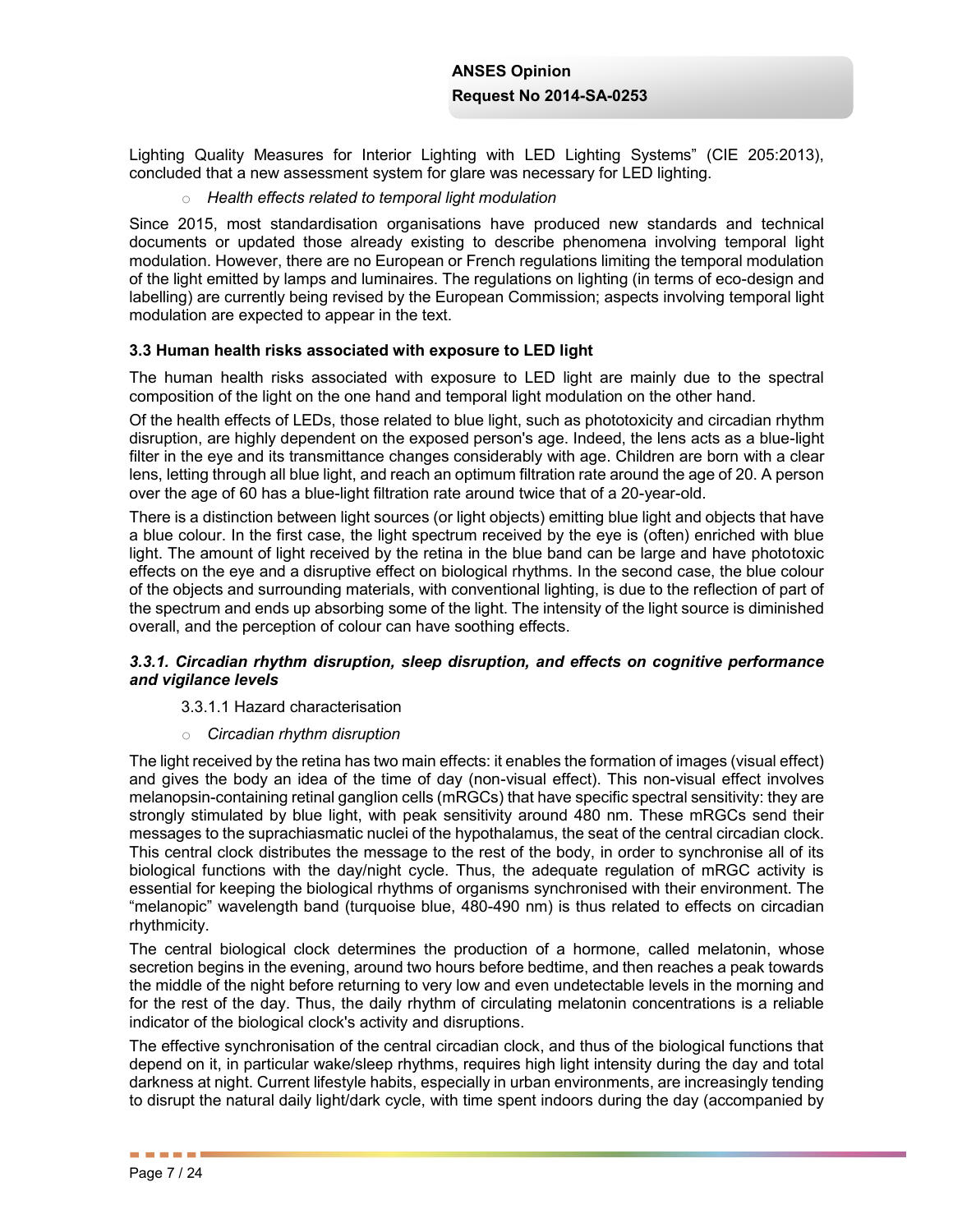Lighting Quality Measures for Interior Lighting with LED Lighting Systems" (CIE 205:2013), concluded that a new assessment system for glare was necessary for LED lighting.

- *Health effects related to temporal light modulation*

Since 2015, most standardisation organisations have produced new standards and technical documents or updated those already existing to describe phenomena involving temporal light modulation. However, there are no European or French regulations limiting the temporal modulation of the light emitted by lamps and luminaires. The regulations on lighting (in terms of eco-design and labelling) are currently being revised by the European Commission; aspects involving temporal light modulation are expected to appear in the text.

### 3.3 Human health risks associated with exposure to LED light

The human health risks associated with exposure to LED light are mainly due to the spectral composition of the light on the one hand and temporal light modulation on the other hand.

Of the health effects of LEDs, those related to blue light, such as phototoxicity and circadian rhythm disruption, are highly dependent on the exposed person's age. Indeed, the lens acts as a blue-light filter in the eye and its transmittance changes considerably with age. Children are born with a clear lens, letting through all blue light, and reach an optimum filtration rate around the age of 20. A person over the age of 60 has a blue-light filtration rate around twice that of a 20-year-old.

There is a distinction between light sources (or light objects) emitting blue light and objects that have a blue colour. In the first case, the light spectrum received by the eye is (often) enriched with blue light. The amount of light received by the retina in the blue band can be large and have phototoxic effects on the eye and a disruptive effect on biological rhythms. In the second case, the blue colour of the objects and surrounding materials, with conventional lighting, is due to the reflection of part of the spectrum and ends up absorbing some of the light. The intensity of the light source is diminished overall, and the perception of colour can have soothing effects.

#### *3.3.1. Circadian rhythm disruption, sleep disruption, and effects on cognitive performance and vigilance levels*

3.3.1.1 Hazard characterisation

- *Circadian rhythm disruption*

The light received by the retina has two main effects: it enables the formation of images (visual effect) and gives the body an idea of the time of day (non-visual effect). This non-visual effect involves melanopsin-containing retinal ganglion cells (mRGCs) that have specific spectral sensitivity: they are strongly stimulated by blue light, with peak sensitivity around 480 nm. These mRGCs send their messages to the suprachiasmatic nuclei of the hypothalamus, the seat of the central circadian clock. This central clock distributes the message to the rest of the body, in order to synchronise all of its biological functions with the day/night cycle. Thus, the adequate regulation of mRGC activity is essential for keeping the biological rhythms of organisms synchronised with their environment. The "melanopic" wavelength band (turquoise blue, 480-490 nm) is thus related to effects on circadian rhythmicity.

The central biological clock determines the production of a hormone, called melatonin, whose secretion begins in the evening, around two hours before bedtime, and then reaches a peak towards the middle of the night before returning to very low and even undetectable levels in the morning and for the rest of the day. Thus, the daily rhythm of circulating melatonin concentrations is a reliable indicator of the biological clock's activity and disruptions.

The effective synchronisation of the central circadian clock, and thus of the biological functions that depend on it, in particular wake/sleep rhythms, requires high light intensity during the day and total darkness at night. Current lifestyle habits, especially in urban environments, are increasingly tending to disrupt the natural daily light/dark cycle, with time spent indoors during the day (accompanied by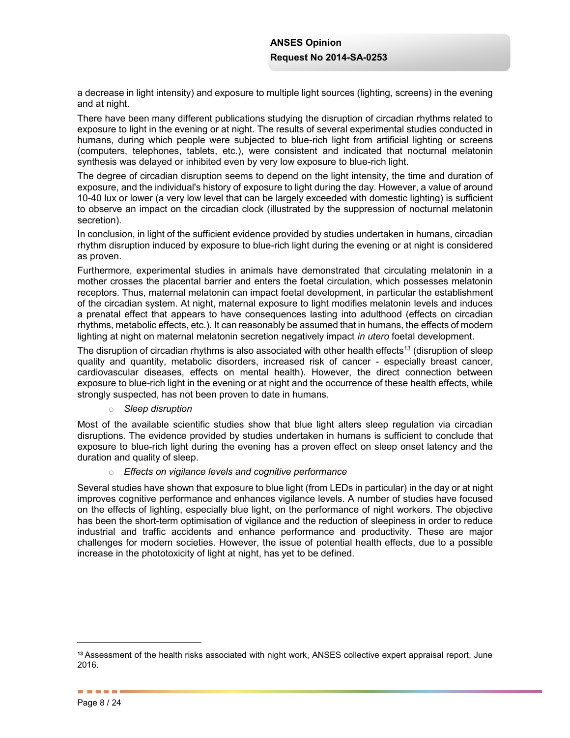a decrease in light intensity) and exposure to multiple light sources (lighting, screens) in the evening and at night.

There have been many different publications studying the disruption of circadian rhythms related to exposure to light in the evening or at night. The results of several experimental studies conducted in humans, during which people were subjected to blue-rich light from artificial lighting or screens (computers, telephones, tablets, etc.), were consistent and indicated that nocturnal melatonin synthesis was delayed or inhibited even by very low exposure to blue-rich light.

The degree of circadian disruption seems to depend on the light intensity, the time and duration of exposure, and the individual's history of exposure to light during the day. However, a value of around 10-40 lux or lower (a very low level that can be largely exceeded with domestic lighting) is sufficient to observe an impact on the circadian clock (illustrated by the suppression of nocturnal melatonin secretion).

In conclusion, in light of the sufficient evidence provided by studies undertaken in humans, circadian rhythm disruption induced by exposure to blue-rich light during the evening or at night is considered as proven.

Furthermore, experimental studies in animals have demonstrated that circulating melatonin in a mother crosses the placental barrier and enters the foetal circulation, which possesses melatonin receptors. Thus, maternal melatonin can impact foetal development, in particular the establishment of the circadian system. At night, maternal exposure to light modifies melatonin levels and induces a prenatal effect that appears to have consequences lasting into adulthood (effects on circadian rhythms, metabolic effects, etc.). It can reasonably be assumed that in humans, the effects of modern lighting at night on maternal melatonin secretion negatively impact *in utero* foetal development.

The disruption of circadian rhythms is also associated with other health effects[13] (disruption of sleep quality and quantity, metabolic disorders, increased risk of cancer - especially breast cancer, cardiovascular diseases, effects on mental health). However, the direct connection between exposure to blue-rich light in the evening or at night and the occurrence of these health effects, while strongly suspected, has not been proven to date in humans.

- *Sleep disruption*

Most of the available scientific studies show that blue light alters sleep regulation via circadian disruptions. The evidence provided by studies undertaken in humans is sufficient to conclude that exposure to blue-rich light during the evening has a proven effect on sleep onset latency and the duration and quality of sleep.

- *Effects on vigilance levels and cognitive performance*

Several studies have shown that exposure to blue light (from LEDs in particular) in the day or at night improves cognitive performance and enhances vigilance levels. A number of studies have focused on the effects of lighting, especially blue light, on the performance of night workers. The objective has been the short-term optimisation of vigilance and the reduction of sleepiness in order to reduce industrial and traffic accidents and enhance performance and productivity. These are major challenges for modern societies. However, the issue of potential health effects, due to a possible increase in the phototoxicity of light at night, has yet to be defined.

---

[13] Assessment of the health risks associated with night work, ANSES collective expert appraisal report, June 2016.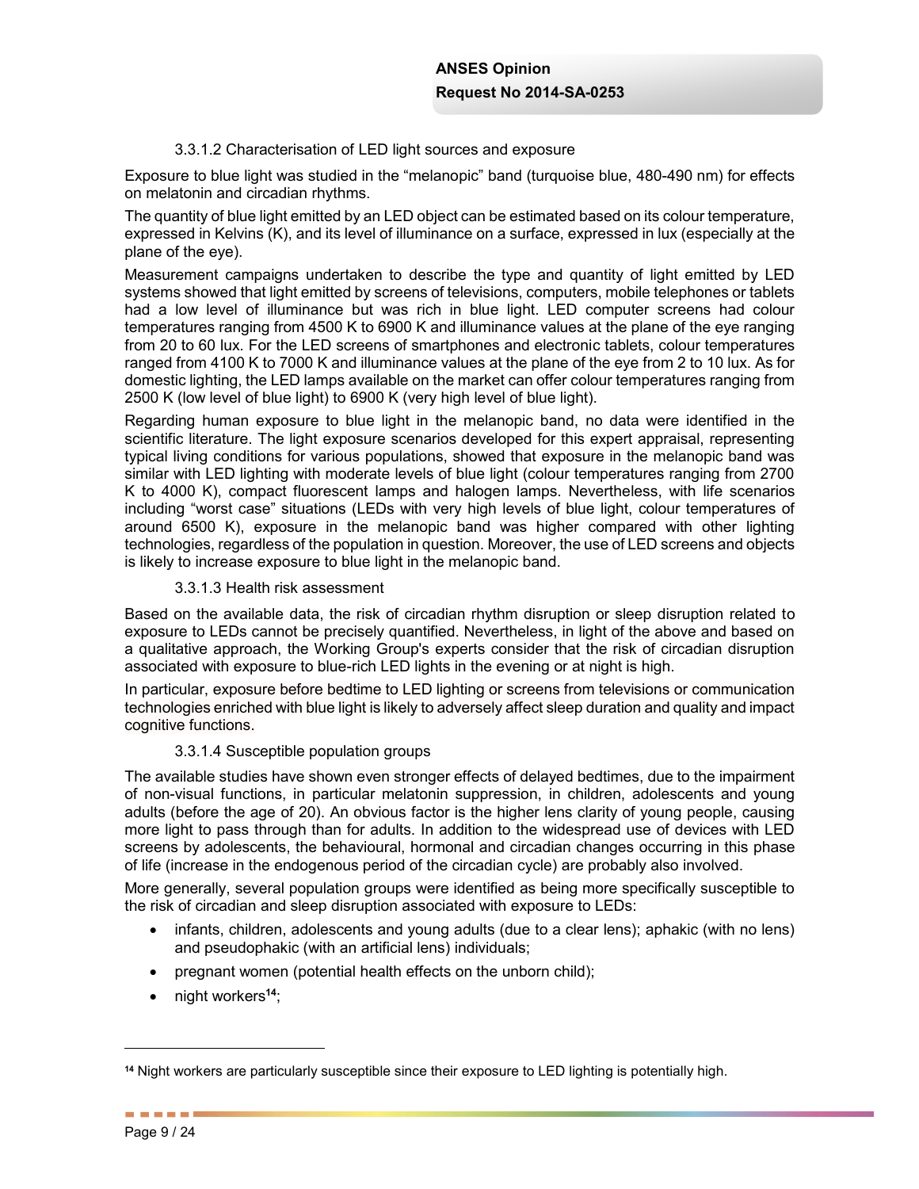#### 3.3.1.2 Characterisation of LED light sources and exposure

Exposure to blue light was studied in the “melanopic” band (turquoise blue, 480-490 nm) for effects on melatonin and circadian rhythms.

The quantity of blue light emitted by an LED object can be estimated based on its colour temperature, expressed in Kelvins (K), and its level of illuminance on a surface, expressed in lux (especially at the plane of the eye).

Measurement campaigns undertaken to describe the type and quantity of light emitted by LED systems showed that light emitted by screens of televisions, computers, mobile telephones or tablets had a low level of illuminance but was rich in blue light. LED computer screens had colour temperatures ranging from 4500 K to 6900 K and illuminance values at the plane of the eye ranging from 20 to 60 lux. For the LED screens of smartphones and electronic tablets, colour temperatures ranged from 4100 K to 7000 K and illuminance values at the plane of the eye from 2 to 10 lux. As for domestic lighting, the LED lamps available on the market can offer colour temperatures ranging from 2500 K (low level of blue light) to 6900 K (very high level of blue light).

Regarding human exposure to blue light in the melanopic band, no data were identified in the scientific literature. The light exposure scenarios developed for this expert appraisal, representing typical living conditions for various populations, showed that exposure in the melanopic band was similar with LED lighting with moderate levels of blue light (colour temperatures ranging from 2700 K to 4000 K), compact fluorescent lamps and halogen lamps. Nevertheless, with life scenarios including “worst case” situations (LEDs with very high levels of blue light, colour temperatures of around 6500 K), exposure in the melanopic band was higher compared with other lighting technologies, regardless of the population in question. Moreover, the use of LED screens and objects is likely to increase exposure to blue light in the melanopic band.

#### 3.3.1.3 Health risk assessment

Based on the available data, the risk of circadian rhythm disruption or sleep disruption related to exposure to LEDs cannot be precisely quantified. Nevertheless, in light of the above and based on a qualitative approach, the Working Group's experts consider that the risk of circadian disruption associated with exposure to blue-rich LED lights in the evening or at night is high.

In particular, exposure before bedtime to LED lighting or screens from televisions or communication technologies enriched with blue light is likely to adversely affect sleep duration and quality and impact cognitive functions.

#### 3.3.1.4 Susceptible population groups

The available studies have shown even stronger effects of delayed bedtimes, due to the impairment of non-visual functions, in particular melatonin suppression, in children, adolescents and young adults (before the age of 20). An obvious factor is the higher lens clarity of young people, causing more light to pass through than for adults. In addition to the widespread use of devices with LED screens by adolescents, the behavioural, hormonal and circadian changes occurring in this phase of life (increase in the endogenous period of the circadian cycle) are probably also involved.

More generally, several population groups were identified as being more specifically susceptible to the risk of circadian and sleep disruption associated with exposure to LEDs:

- infants, children, adolescents and young adults (due to a clear lens); aphakic (with no lens) and pseudophakic (with an artificial lens) individuals;
- pregnant women (potential health effects on the unborn child);
- night workers[14];

[14] Night workers are particularly susceptible since their exposure to LED lighting is potentially high.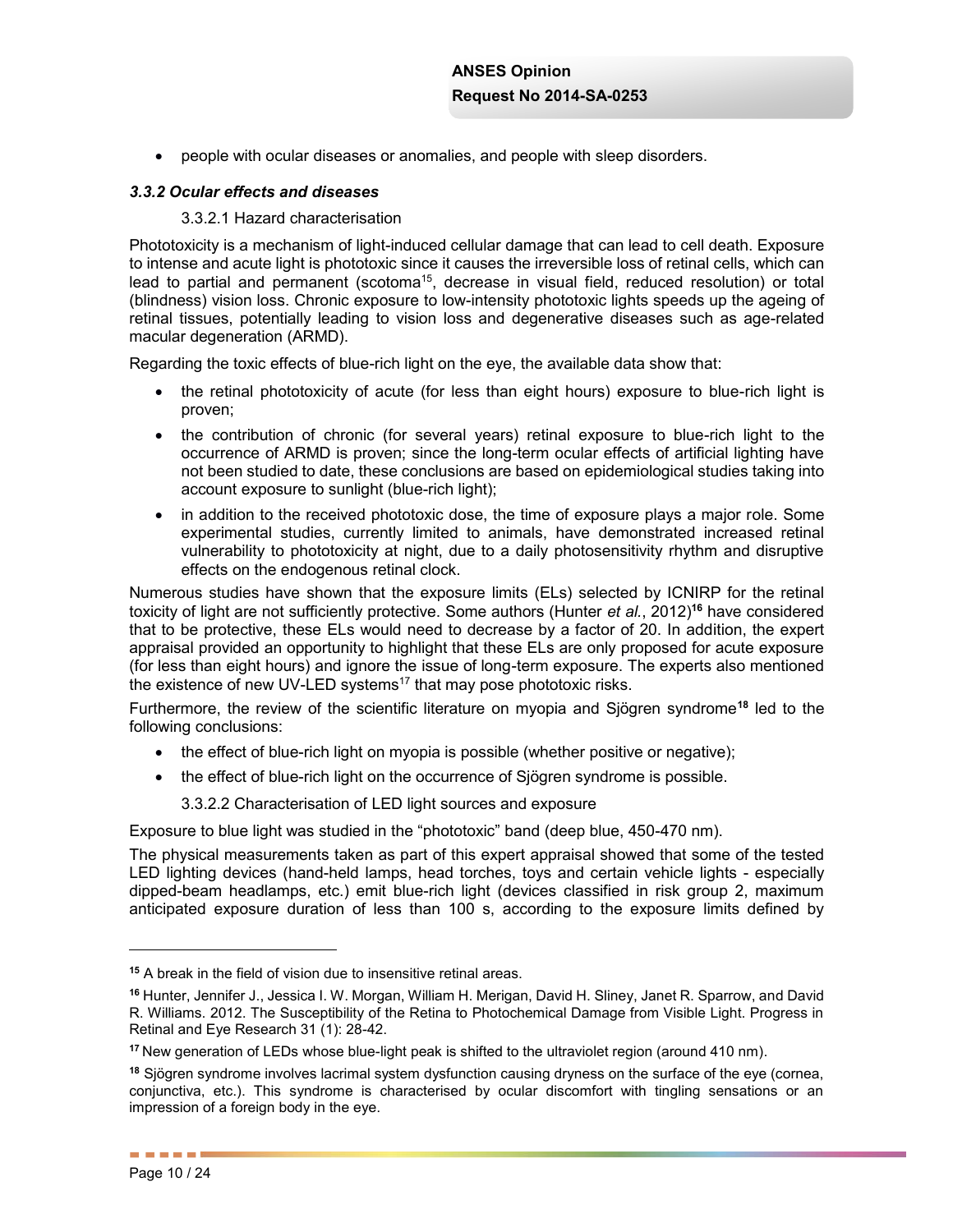- people with ocular diseases or anomalies, and people with sleep disorders.

### *3.3.2 Ocular effects and diseases*

#### 3.3.2.1 Hazard characterisation

Phototoxicity is a mechanism of light-induced cellular damage that can lead to cell death. Exposure to intense and acute light is phototoxic since it causes the irreversible loss of retinal cells, which can lead to partial and permanent (scotoma[15], decrease in visual field, reduced resolution) or total (blindness) vision loss. Chronic exposure to low-intensity phototoxic lights speeds up the ageing of retinal tissues, potentially leading to vision loss and degenerative diseases such as age-related macular degeneration (ARMD).

Regarding the toxic effects of blue-rich light on the eye, the available data show that:

- the retinal phototoxicity of acute (for less than eight hours) exposure to blue-rich light is proven;
- the contribution of chronic (for several years) retinal exposure to blue-rich light to the occurrence of ARMD is proven; since the long-term ocular effects of artificial lighting have not been studied to date, these conclusions are based on epidemiological studies taking into account exposure to sunlight (blue-rich light);
- in addition to the received phototoxic dose, the time of exposure plays a major role. Some experimental studies, currently limited to animals, have demonstrated increased retinal vulnerability to phototoxicity at night, due to a daily photosensitivity rhythm and disruptive effects on the endogenous retinal clock.

Numerous studies have shown that the exposure limits (ELs) selected by ICNIRP for the retinal toxicity of light are not sufficiently protective. Some authors (Hunter *et al.*, 2012)[16] have considered that to be protective, these ELs would need to decrease by a factor of 20. In addition, the expert appraisal provided an opportunity to highlight that these ELs are only proposed for acute exposure (for less than eight hours) and ignore the issue of long-term exposure. The experts also mentioned the existence of new UV-LED systems[17] that may pose phototoxic risks.

Furthermore, the review of the scientific literature on myopia and Sjögren syndrome[18] led to the following conclusions:

- the effect of blue-rich light on myopia is possible (whether positive or negative);
- the effect of blue-rich light on the occurrence of Sjögren syndrome is possible.

#### 3.3.2.2 Characterisation of LED light sources and exposure

Exposure to blue light was studied in the "phototoxic" band (deep blue, 450-470 nm).

The physical measurements taken as part of this expert appraisal showed that some of the tested LED lighting devices (hand-held lamps, head torches, toys and certain vehicle lights - especially dipped-beam headlamps, etc.) emit blue-rich light (devices classified in risk group 2, maximum anticipated exposure duration of less than 100 s, according to the exposure limits defined by

---

[15] A break in the field of vision due to insensitive retinal areas.

[16] Hunter, Jennifer J., Jessica I. W. Morgan, William H. Merigan, David H. Sliney, Janet R. Sparrow, and David R. Williams. 2012. The Susceptibility of the Retina to Photochemical Damage from Visible Light. Progress in Retinal and Eye Research 31 (1): 28-42.

[17] New generation of LEDs whose blue-light peak is shifted to the ultraviolet region (around 410 nm).

[18] Sjögren syndrome involves lacrimal system dysfunction causing dryness on the surface of the eye (cornea, conjunctiva, etc.). This syndrome is characterised by ocular discomfort with tingling sensations or an impression of a foreign body in the eye.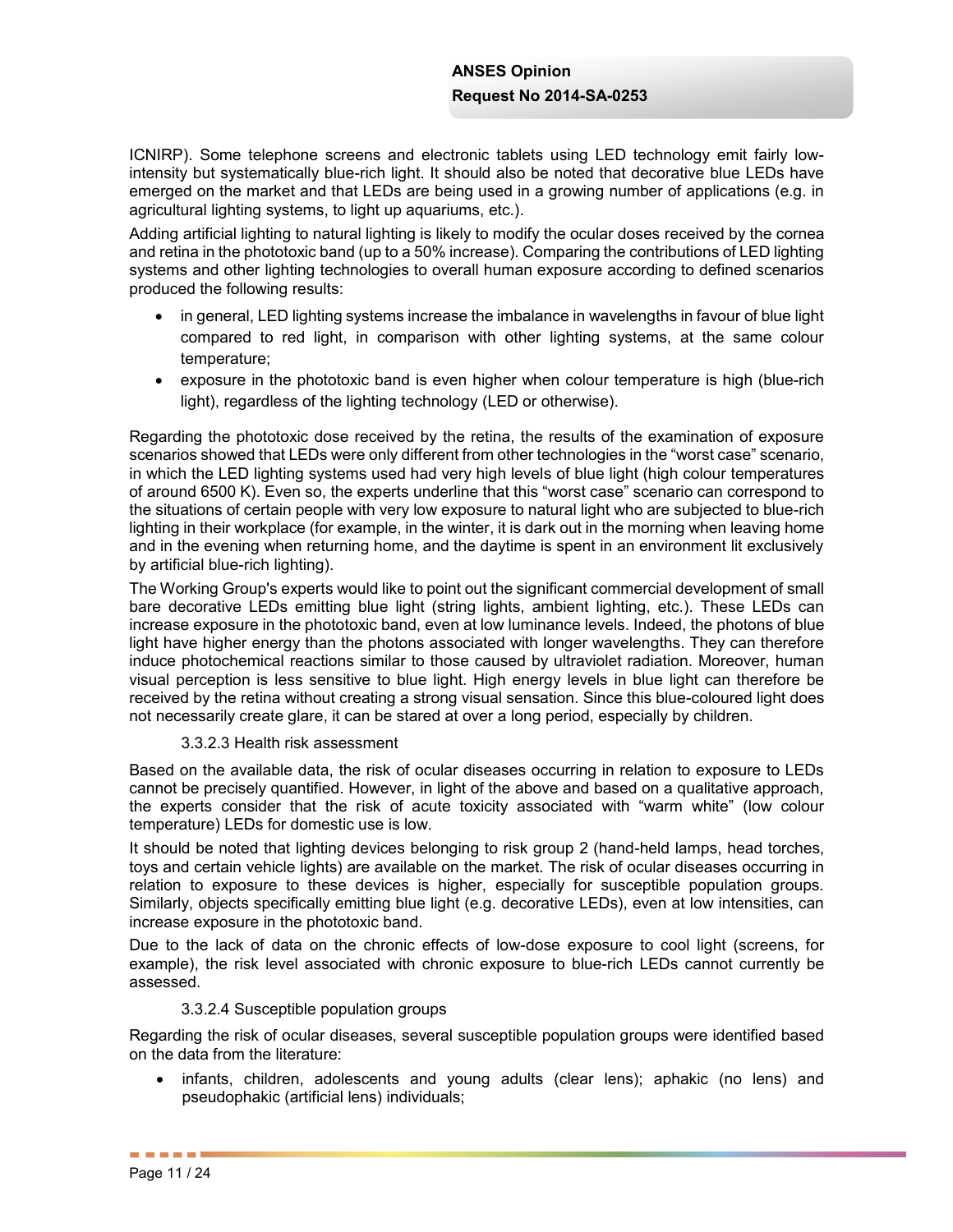ICNIRP). Some telephone screens and electronic tablets using LED technology emit fairly low-intensity but systematically blue-rich light. It should also be noted that decorative blue LEDs have emerged on the market and that LEDs are being used in a growing number of applications (e.g. in agricultural lighting systems, to light up aquariums, etc.).

Adding artificial lighting to natural lighting is likely to modify the ocular doses received by the cornea and retina in the phototoxic band (up to a 50% increase). Comparing the contributions of LED lighting systems and other lighting technologies to overall human exposure according to defined scenarios produced the following results:

- in general, LED lighting systems increase the imbalance in wavelengths in favour of blue light compared to red light, in comparison with other lighting systems, at the same colour temperature;
- exposure in the phototoxic band is even higher when colour temperature is high (blue-rich light), regardless of the lighting technology (LED or otherwise).

Regarding the phototoxic dose received by the retina, the results of the examination of exposure scenarios showed that LEDs were only different from other technologies in the "worst case" scenario, in which the LED lighting systems used had very high levels of blue light (high colour temperatures of around 6500 K). Even so, the experts underline that this "worst case" scenario can correspond to the situations of certain people with very low exposure to natural light who are subjected to blue-rich lighting in their workplace (for example, in the winter, it is dark out in the morning when leaving home and in the evening when returning home, and the daytime is spent in an environment lit exclusively by artificial blue-rich lighting).

The Working Group's experts would like to point out the significant commercial development of small bare decorative LEDs emitting blue light (string lights, ambient lighting, etc.). These LEDs can increase exposure in the phototoxic band, even at low luminance levels. Indeed, the photons of blue light have higher energy than the photons associated with longer wavelengths. They can therefore induce photochemical reactions similar to those caused by ultraviolet radiation. Moreover, human visual perception is less sensitive to blue light. High energy levels in blue light can therefore be received by the retina without creating a strong visual sensation. Since this blue-coloured light does not necessarily create glare, it can be stared at over a long period, especially by children.

#### 3.3.2.3 Health risk assessment

Based on the available data, the risk of ocular diseases occurring in relation to exposure to LEDs cannot be precisely quantified. However, in light of the above and based on a qualitative approach, the experts consider that the risk of acute toxicity associated with "warm white" (low colour temperature) LEDs for domestic use is low.

It should be noted that lighting devices belonging to risk group 2 (hand-held lamps, head torches, toys and certain vehicle lights) are available on the market. The risk of ocular diseases occurring in relation to exposure to these devices is higher, especially for susceptible population groups. Similarly, objects specifically emitting blue light (e.g. decorative LEDs), even at low intensities, can increase exposure in the phototoxic band.

Due to the lack of data on the chronic effects of low-dose exposure to cool light (screens, for example), the risk level associated with chronic exposure to blue-rich LEDs cannot currently be assessed.

#### 3.3.2.4 Susceptible population groups

Regarding the risk of ocular diseases, several susceptible population groups were identified based on the data from the literature:

- infants, children, adolescents and young adults (clear lens); aphakic (no lens) and pseudophakic (artificial lens) individuals;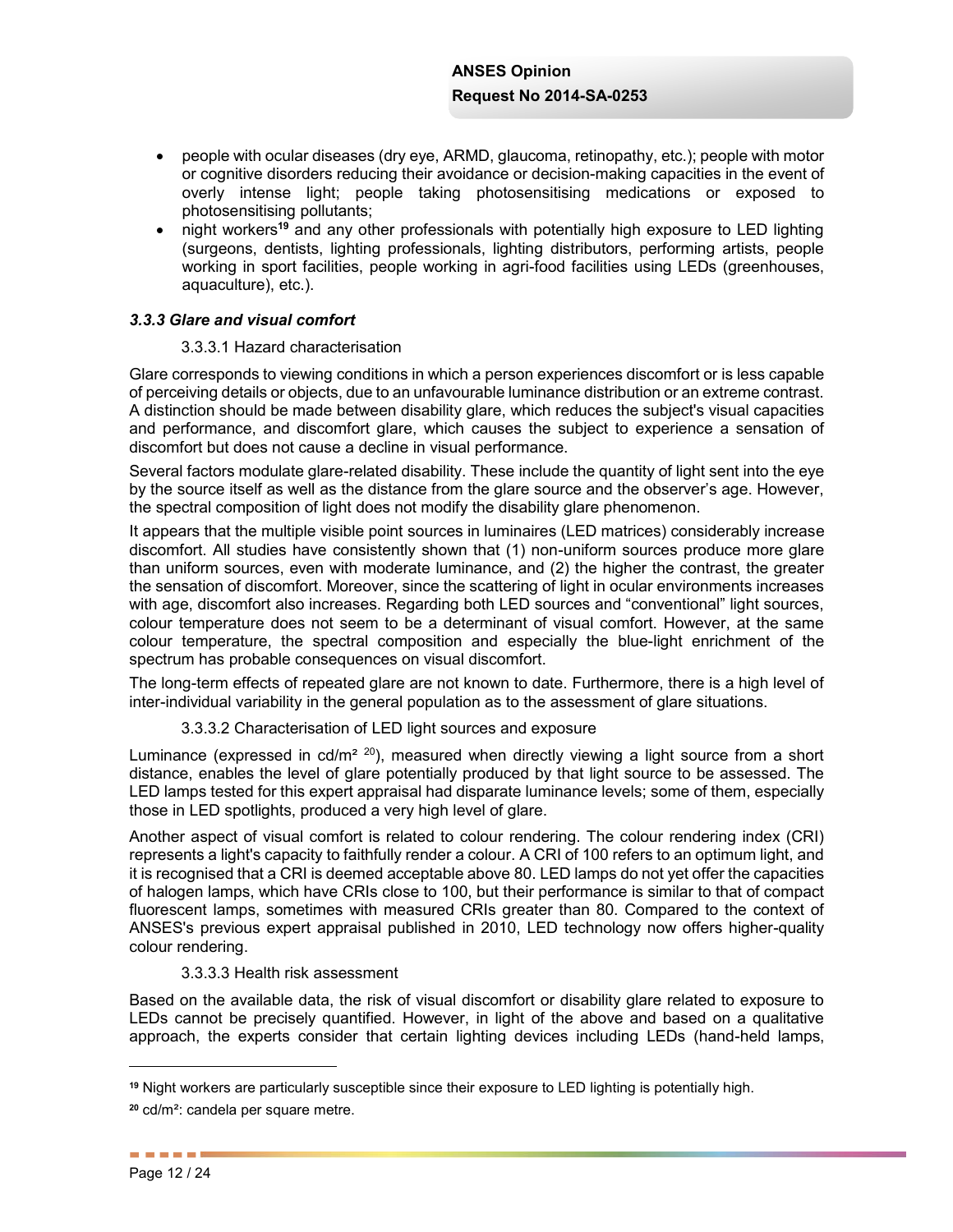- people with ocular diseases (dry eye, ARMD, glaucoma, retinopathy, etc.); people with motor or cognitive disorders reducing their avoidance or decision-making capacities in the event of overly intense light; people taking photosensitising medications or exposed to photosensitising pollutants;
- night workers[19] and any other professionals with potentially high exposure to LED lighting (surgeons, dentists, lighting professionals, lighting distributors, performing artists, people working in sport facilities, people working in agri-food facilities using LEDs (greenhouses, aquaculture), etc.).

### *3.3.3 Glare and visual comfort*

#### 3.3.3.1 Hazard characterisation

Glare corresponds to viewing conditions in which a person experiences discomfort or is less capable of perceiving details or objects, due to an unfavourable luminance distribution or an extreme contrast. A distinction should be made between disability glare, which reduces the subject's visual capacities and performance, and discomfort glare, which causes the subject to experience a sensation of discomfort but does not cause a decline in visual performance.

Several factors modulate glare-related disability. These include the quantity of light sent into the eye by the source itself as well as the distance from the glare source and the observer's age. However, the spectral composition of light does not modify the disability glare phenomenon.

It appears that the multiple visible point sources in luminaires (LED matrices) considerably increase discomfort. All studies have consistently shown that (1) non-uniform sources produce more glare than uniform sources, even with moderate luminance, and (2) the higher the contrast, the greater the sensation of discomfort. Moreover, since the scattering of light in ocular environments increases with age, discomfort also increases. Regarding both LED sources and "conventional" light sources, colour temperature does not seem to be a determinant of visual comfort. However, at the same colour temperature, the spectral composition and especially the blue-light enrichment of the spectrum has probable consequences on visual discomfort.

The long-term effects of repeated glare are not known to date. Furthermore, there is a high level of inter-individual variability in the general population as to the assessment of glare situations.

#### 3.3.3.2 Characterisation of LED light sources and exposure

Luminance (expressed in cd/m² [20]), measured when directly viewing a light source from a short distance, enables the level of glare potentially produced by that light source to be assessed. The LED lamps tested for this expert appraisal had disparate luminance levels; some of them, especially those in LED spotlights, produced a very high level of glare.

Another aspect of visual comfort is related to colour rendering. The colour rendering index (CRI) represents a light's capacity to faithfully render a colour. A CRI of 100 refers to an optimum light, and it is recognised that a CRI is deemed acceptable above 80. LED lamps do not yet offer the capacities of halogen lamps, which have CRIs close to 100, but their performance is similar to that of compact fluorescent lamps, sometimes with measured CRIs greater than 80. Compared to the context of ANSES's previous expert appraisal published in 2010, LED technology now offers higher-quality colour rendering.

#### 3.3.3.3 Health risk assessment

Based on the available data, the risk of visual discomfort or disability glare related to exposure to LEDs cannot be precisely quantified. However, in light of the above and based on a qualitative approach, the experts consider that certain lighting devices including LEDs (hand-held lamps,

---

[19] Night workers are particularly susceptible since their exposure to LED lighting is potentially high.

[20] cd/m²: candela per square metre.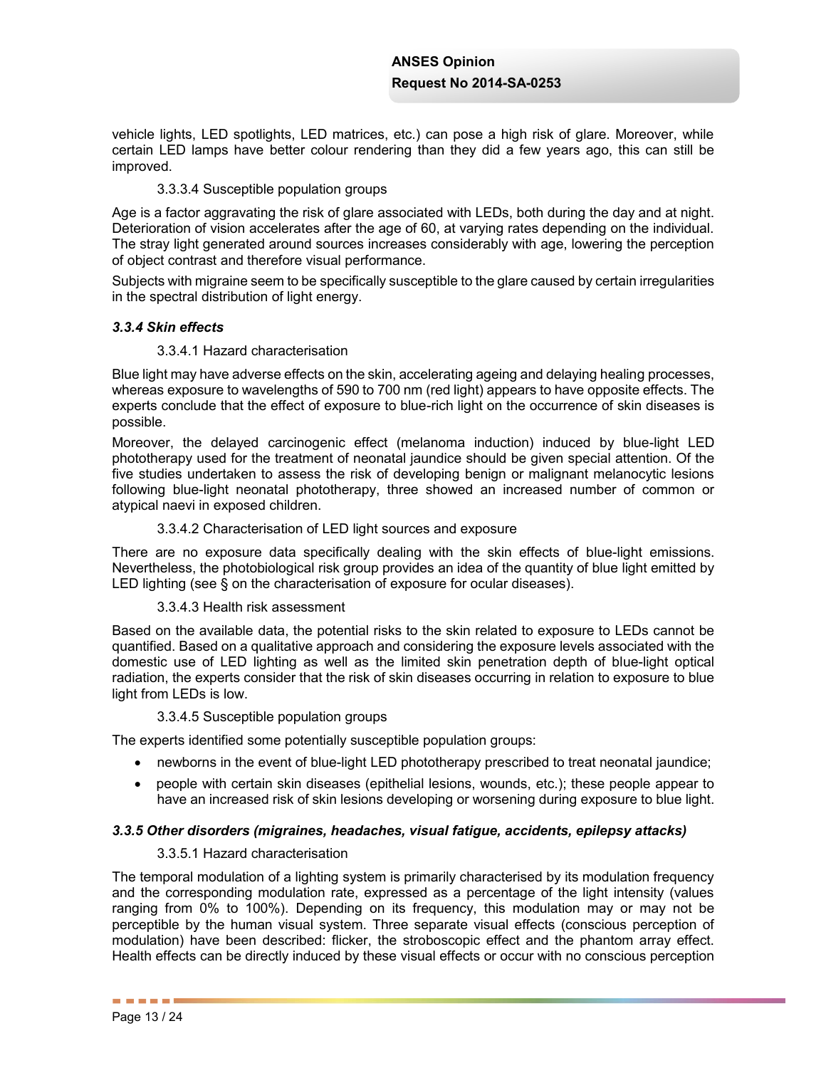vehicle lights, LED spotlights, LED matrices, etc.) can pose a high risk of glare. Moreover, while certain LED lamps have better colour rendering than they did a few years ago, this can still be improved.

3.3.3.4 Susceptible population groups

Age is a factor aggravating the risk of glare associated with LEDs, both during the day and at night. Deterioration of vision accelerates after the age of 60, at varying rates depending on the individual. The stray light generated around sources increases considerably with age, lowering the perception of object contrast and therefore visual performance.

Subjects with migraine seem to be specifically susceptible to the glare caused by certain irregularities in the spectral distribution of light energy.

#### *3.3.4 Skin effects*

3.3.4.1 Hazard characterisation

Blue light may have adverse effects on the skin, accelerating ageing and delaying healing processes, whereas exposure to wavelengths of 590 to 700 nm (red light) appears to have opposite effects. The experts conclude that the effect of exposure to blue-rich light on the occurrence of skin diseases is possible.

Moreover, the delayed carcinogenic effect (melanoma induction) induced by blue-light LED phototherapy used for the treatment of neonatal jaundice should be given special attention. Of the five studies undertaken to assess the risk of developing benign or malignant melanocytic lesions following blue-light neonatal phototherapy, three showed an increased number of common or atypical naevi in exposed children.

3.3.4.2 Characterisation of LED light sources and exposure

There are no exposure data specifically dealing with the skin effects of blue-light emissions. Nevertheless, the photobiological risk group provides an idea of the quantity of blue light emitted by LED lighting (see § on the characterisation of exposure for ocular diseases).

3.3.4.3 Health risk assessment

Based on the available data, the potential risks to the skin related to exposure to LEDs cannot be quantified. Based on a qualitative approach and considering the exposure levels associated with the domestic use of LED lighting as well as the limited skin penetration depth of blue-light optical radiation, the experts consider that the risk of skin diseases occurring in relation to exposure to blue light from LEDs is low.

3.3.4.5 Susceptible population groups

The experts identified some potentially susceptible population groups:

- newborns in the event of blue-light LED phototherapy prescribed to treat neonatal jaundice;
- people with certain skin diseases (epithelial lesions, wounds, etc.); these people appear to have an increased risk of skin lesions developing or worsening during exposure to blue light.

#### *3.3.5 Other disorders (migraines, headaches, visual fatigue, accidents, epilepsy attacks)*

3.3.5.1 Hazard characterisation

The temporal modulation of a lighting system is primarily characterised by its modulation frequency and the corresponding modulation rate, expressed as a percentage of the light intensity (values ranging from 0% to 100%). Depending on its frequency, this modulation may or may not be perceptible by the human visual system. Three separate visual effects (conscious perception of modulation) have been described: flicker, the stroboscopic effect and the phantom array effect. Health effects can be directly induced by these visual effects or occur with no conscious perception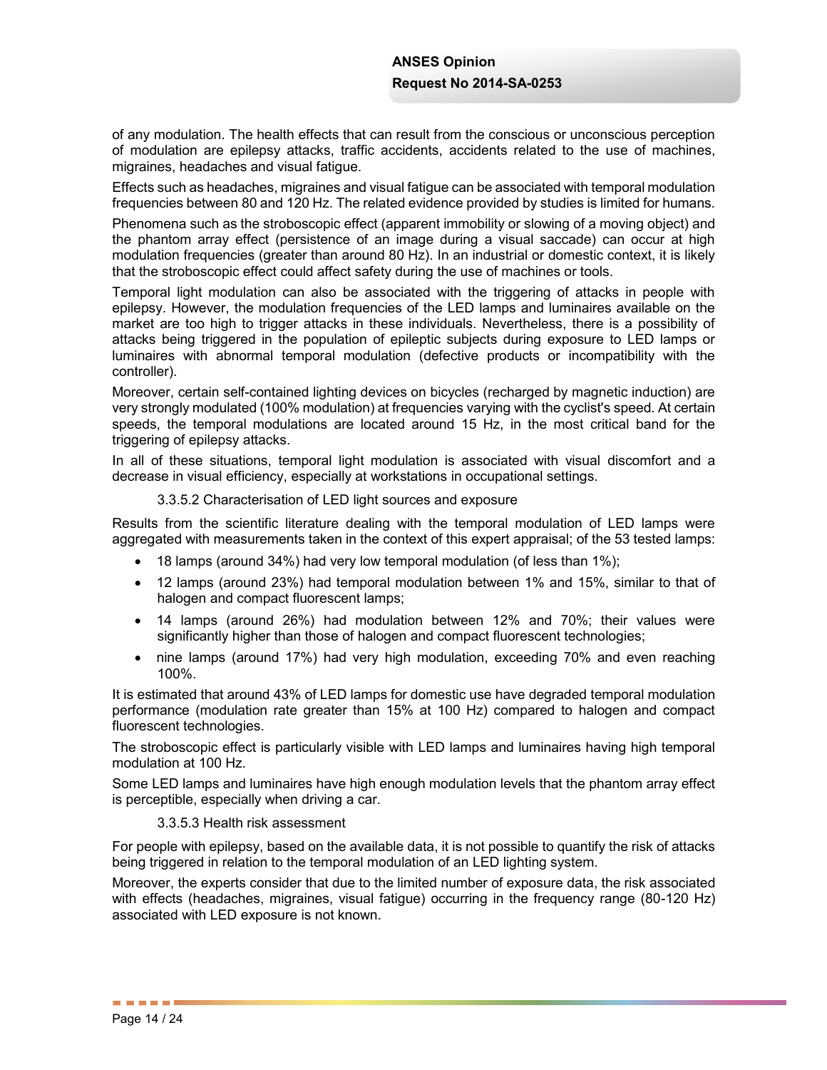of any modulation. The health effects that can result from the conscious or unconscious perception of modulation are epilepsy attacks, traffic accidents, accidents related to the use of machines, migraines, headaches and visual fatigue.

Effects such as headaches, migraines and visual fatigue can be associated with temporal modulation frequencies between 80 and 120 Hz. The related evidence provided by studies is limited for humans.

Phenomena such as the stroboscopic effect (apparent immobility or slowing of a moving object) and the phantom array effect (persistence of an image during a visual saccade) can occur at high modulation frequencies (greater than around 80 Hz). In an industrial or domestic context, it is likely that the stroboscopic effect could affect safety during the use of machines or tools.

Temporal light modulation can also be associated with the triggering of attacks in people with epilepsy. However, the modulation frequencies of the LED lamps and luminaires available on the market are too high to trigger attacks in these individuals. Nevertheless, there is a possibility of attacks being triggered in the population of epileptic subjects during exposure to LED lamps or luminaires with abnormal temporal modulation (defective products or incompatibility with the controller).

Moreover, certain self-contained lighting devices on bicycles (recharged by magnetic induction) are very strongly modulated (100% modulation) at frequencies varying with the cyclist's speed. At certain speeds, the temporal modulations are located around 15 Hz, in the most critical band for the triggering of epilepsy attacks.

In all of these situations, temporal light modulation is associated with visual discomfort and a decrease in visual efficiency, especially at workstations in occupational settings.

#### 3.3.5.2 Characterisation of LED light sources and exposure

Results from the scientific literature dealing with the temporal modulation of LED lamps were aggregated with measurements taken in the context of this expert appraisal; of the 53 tested lamps:

- 18 lamps (around 34%) had very low temporal modulation (of less than 1%);
- 12 lamps (around 23%) had temporal modulation between 1% and 15%, similar to that of halogen and compact fluorescent lamps;
- 14 lamps (around 26%) had modulation between 12% and 70%; their values were significantly higher than those of halogen and compact fluorescent technologies;
- nine lamps (around 17%) had very high modulation, exceeding 70% and even reaching 100%.

It is estimated that around 43% of LED lamps for domestic use have degraded temporal modulation performance (modulation rate greater than 15% at 100 Hz) compared to halogen and compact fluorescent technologies.

The stroboscopic effect is particularly visible with LED lamps and luminaires having high temporal modulation at 100 Hz.

Some LED lamps and luminaires have high enough modulation levels that the phantom array effect is perceptible, especially when driving a car.

#### 3.3.5.3 Health risk assessment

For people with epilepsy, based on the available data, it is not possible to quantify the risk of attacks being triggered in relation to the temporal modulation of an LED lighting system.

Moreover, the experts consider that due to the limited number of exposure data, the risk associated with effects (headaches, migraines, visual fatigue) occurring in the frequency range (80-120 Hz) associated with LED exposure is not known.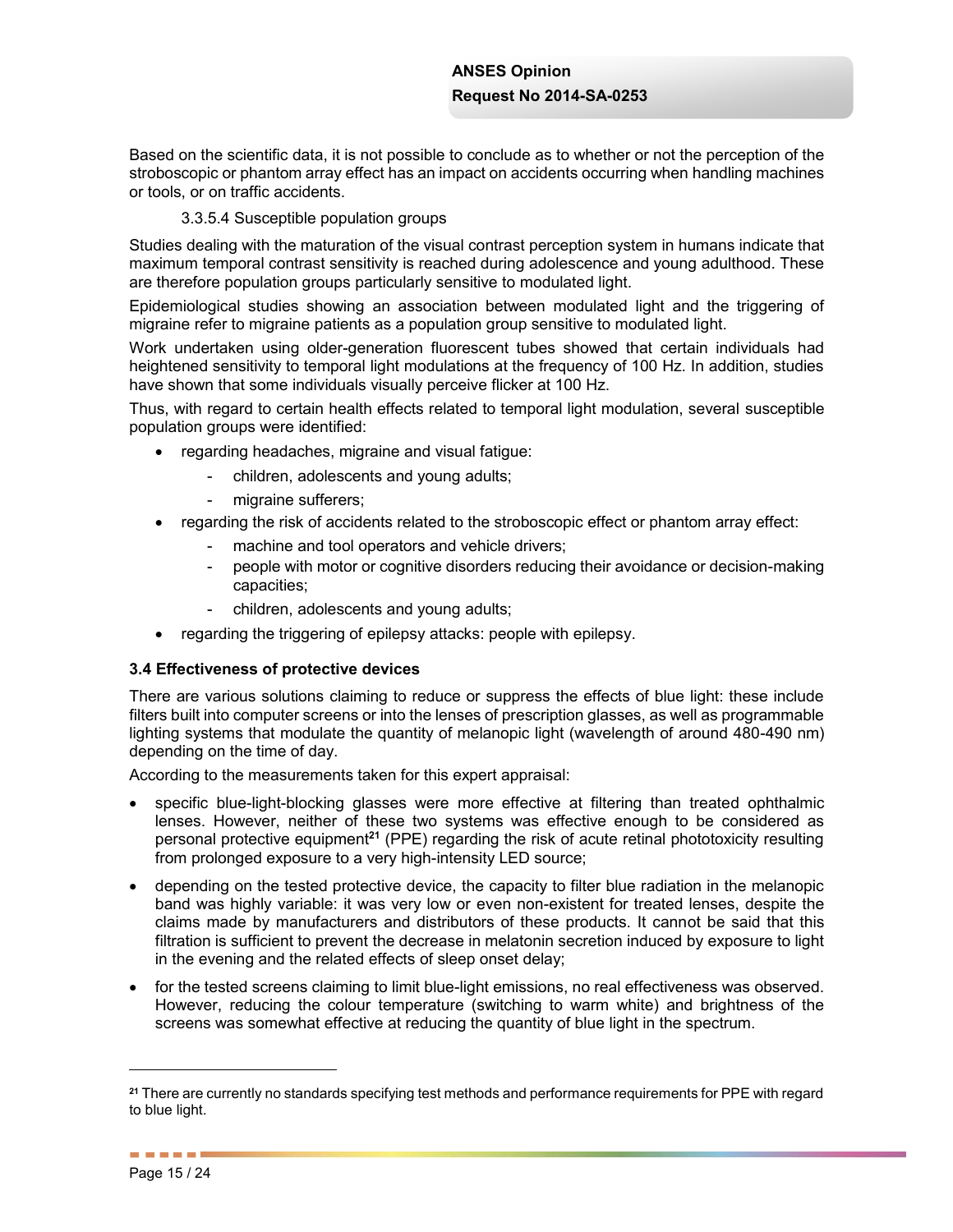Based on the scientific data, it is not possible to conclude as to whether or not the perception of the stroboscopic or phantom array effect has an impact on accidents occurring when handling machines or tools, or on traffic accidents.

#### 3.3.5.4 Susceptible population groups

Studies dealing with the maturation of the visual contrast perception system in humans indicate that maximum temporal contrast sensitivity is reached during adolescence and young adulthood. These are therefore population groups particularly sensitive to modulated light.

Epidemiological studies showing an association between modulated light and the triggering of migraine refer to migraine patients as a population group sensitive to modulated light.

Work undertaken using older-generation fluorescent tubes showed that certain individuals had heightened sensitivity to temporal light modulations at the frequency of 100 Hz. In addition, studies have shown that some individuals visually perceive flicker at 100 Hz.

Thus, with regard to certain health effects related to temporal light modulation, several susceptible population groups were identified:

- regarding headaches, migraine and visual fatigue:
  - children, adolescents and young adults;
  - migraine sufferers;
- regarding the risk of accidents related to the stroboscopic effect or phantom array effect:
  - machine and tool operators and vehicle drivers;
  - people with motor or cognitive disorders reducing their avoidance or decision-making capacities;
  - children, adolescents and young adults;
- regarding the triggering of epilepsy attacks: people with epilepsy.

### 3.4 Effectiveness of protective devices

There are various solutions claiming to reduce or suppress the effects of blue light: these include filters built into computer screens or into the lenses of prescription glasses, as well as programmable lighting systems that modulate the quantity of melanopic light (wavelength of around 480-490 nm) depending on the time of day.

According to the measurements taken for this expert appraisal:

- specific blue-light-blocking glasses were more effective at filtering than treated ophthalmic lenses. However, neither of these two systems was effective enough to be considered as personal protective equipment[21] (PPE) regarding the risk of acute retinal phototoxicity resulting from prolonged exposure to a very high-intensity LED source;
- depending on the tested protective device, the capacity to filter blue radiation in the melanopic band was highly variable: it was very low or even non-existent for treated lenses, despite the claims made by manufacturers and distributors of these products. It cannot be said that this filtration is sufficient to prevent the decrease in melatonin secretion induced by exposure to light in the evening and the related effects of sleep onset delay;
- for the tested screens claiming to limit blue-light emissions, no real effectiveness was observed. However, reducing the colour temperature (switching to warm white) and brightness of the screens was somewhat effective at reducing the quantity of blue light in the spectrum.

---

[21] There are currently no standards specifying test methods and performance requirements for PPE with regard to blue light.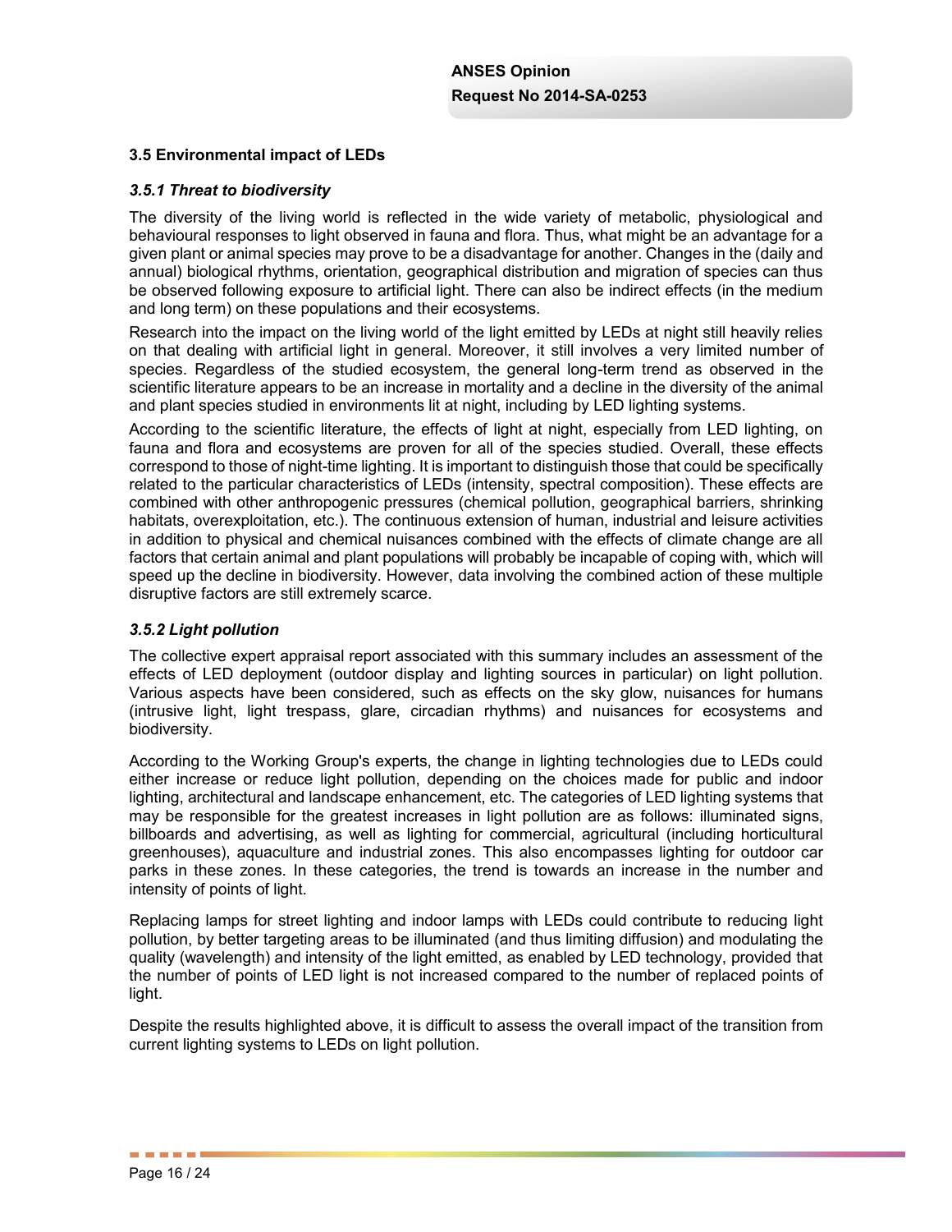### 3.5 Environmental impact of LEDs

#### *3.5.1 Threat to biodiversity*

The diversity of the living world is reflected in the wide variety of metabolic, physiological and behavioural responses to light observed in fauna and flora. Thus, what might be an advantage for a given plant or animal species may prove to be a disadvantage for another. Changes in the (daily and annual) biological rhythms, orientation, geographical distribution and migration of species can thus be observed following exposure to artificial light. There can also be indirect effects (in the medium and long term) on these populations and their ecosystems.

Research into the impact on the living world of the light emitted by LEDs at night still heavily relies on that dealing with artificial light in general. Moreover, it still involves a very limited number of species. Regardless of the studied ecosystem, the general long-term trend as observed in the scientific literature appears to be an increase in mortality and a decline in the diversity of the animal and plant species studied in environments lit at night, including by LED lighting systems.

According to the scientific literature, the effects of light at night, especially from LED lighting, on fauna and flora and ecosystems are proven for all of the species studied. Overall, these effects correspond to those of night-time lighting. It is important to distinguish those that could be specifically related to the particular characteristics of LEDs (intensity, spectral composition). These effects are combined with other anthropogenic pressures (chemical pollution, geographical barriers, shrinking habitats, overexploitation, etc.). The continuous extension of human, industrial and leisure activities in addition to physical and chemical nuisances combined with the effects of climate change are all factors that certain animal and plant populations will probably be incapable of coping with, which will speed up the decline in biodiversity. However, data involving the combined action of these multiple disruptive factors are still extremely scarce.

#### *3.5.2 Light pollution*

The collective expert appraisal report associated with this summary includes an assessment of the effects of LED deployment (outdoor display and lighting sources in particular) on light pollution. Various aspects have been considered, such as effects on the sky glow, nuisances for humans (intrusive light, light trespass, glare, circadian rhythms) and nuisances for ecosystems and biodiversity.

According to the Working Group's experts, the change in lighting technologies due to LEDs could either increase or reduce light pollution, depending on the choices made for public and indoor lighting, architectural and landscape enhancement, etc. The categories of LED lighting systems that may be responsible for the greatest increases in light pollution are as follows: illuminated signs, billboards and advertising, as well as lighting for commercial, agricultural (including horticultural greenhouses), aquaculture and industrial zones. This also encompasses lighting for outdoor car parks in these zones. In these categories, the trend is towards an increase in the number and intensity of points of light.

Replacing lamps for street lighting and indoor lamps with LEDs could contribute to reducing light pollution, by better targeting areas to be illuminated (and thus limiting diffusion) and modulating the quality (wavelength) and intensity of the light emitted, as enabled by LED technology, provided that the number of points of LED light is not increased compared to the number of replaced points of light.

Despite the results highlighted above, it is difficult to assess the overall impact of the transition from current lighting systems to LEDs on light pollution.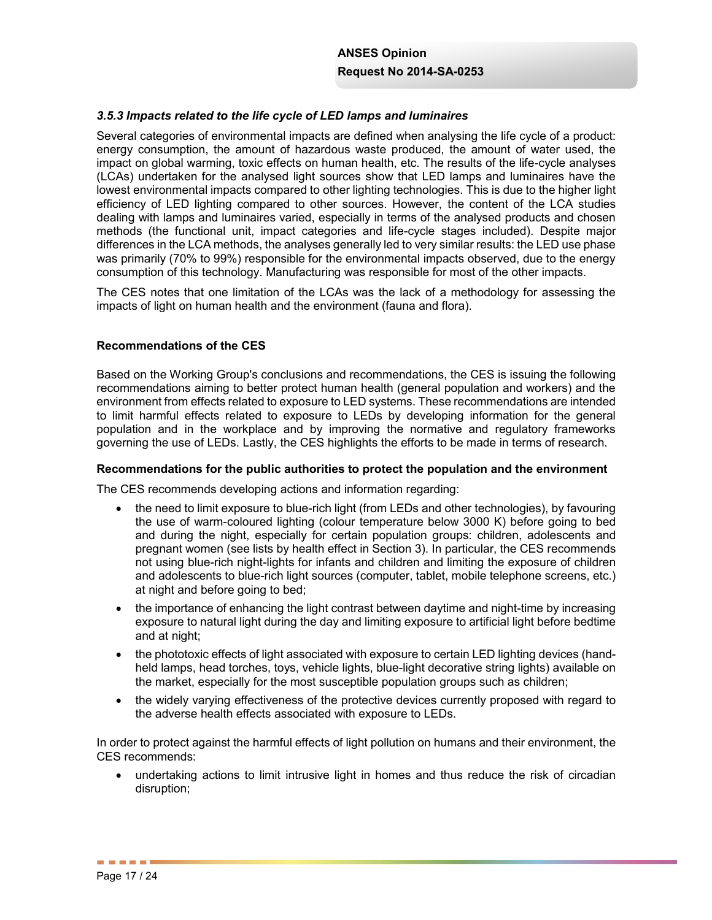### *3.5.3 Impacts related to the life cycle of LED lamps and luminaires*

Several categories of environmental impacts are defined when analysing the life cycle of a product: energy consumption, the amount of hazardous waste produced, the amount of water used, the impact on global warming, toxic effects on human health, etc. The results of the life-cycle analyses (LCAs) undertaken for the analysed light sources show that LED lamps and luminaires have the lowest environmental impacts compared to other lighting technologies. This is due to the higher light efficiency of LED lighting compared to other sources. However, the content of the LCA studies dealing with lamps and luminaires varied, especially in terms of the analysed products and chosen methods (the functional unit, impact categories and life-cycle stages included). Despite major differences in the LCA methods, the analyses generally led to very similar results: the LED use phase was primarily (70% to 99%) responsible for the environmental impacts observed, due to the energy consumption of this technology. Manufacturing was responsible for most of the other impacts.

The CES notes that one limitation of the LCAs was the lack of a methodology for assessing the impacts of light on human health and the environment (fauna and flora).

**Recommendations of the CES**

Based on the Working Group's conclusions and recommendations, the CES is issuing the following recommendations aiming to better protect human health (general population and workers) and the environment from effects related to exposure to LED systems. These recommendations are intended to limit harmful effects related to exposure to LEDs by developing information for the general population and in the workplace and by improving the normative and regulatory frameworks governing the use of LEDs. Lastly, the CES highlights the efforts to be made in terms of research.

**Recommendations for the public authorities to protect the population and the environment**

The CES recommends developing actions and information regarding:

- the need to limit exposure to blue-rich light (from LEDs and other technologies), by favouring the use of warm-coloured lighting (colour temperature below 3000 K) before going to bed and during the night, especially for certain population groups: children, adolescents and pregnant women (see lists by health effect in Section 3). In particular, the CES recommends not using blue-rich night-lights for infants and children and limiting the exposure of children and adolescents to blue-rich light sources (computer, tablet, mobile telephone screens, etc.) at night and before going to bed;
- the importance of enhancing the light contrast between daytime and night-time by increasing exposure to natural light during the day and limiting exposure to artificial light before bedtime and at night;
- the phototoxic effects of light associated with exposure to certain LED lighting devices (hand-held lamps, head torches, toys, vehicle lights, blue-light decorative string lights) available on the market, especially for the most susceptible population groups such as children;
- the widely varying effectiveness of the protective devices currently proposed with regard to the adverse health effects associated with exposure to LEDs.

In order to protect against the harmful effects of light pollution on humans and their environment, the CES recommends:

- undertaking actions to limit intrusive light in homes and thus reduce the risk of circadian disruption;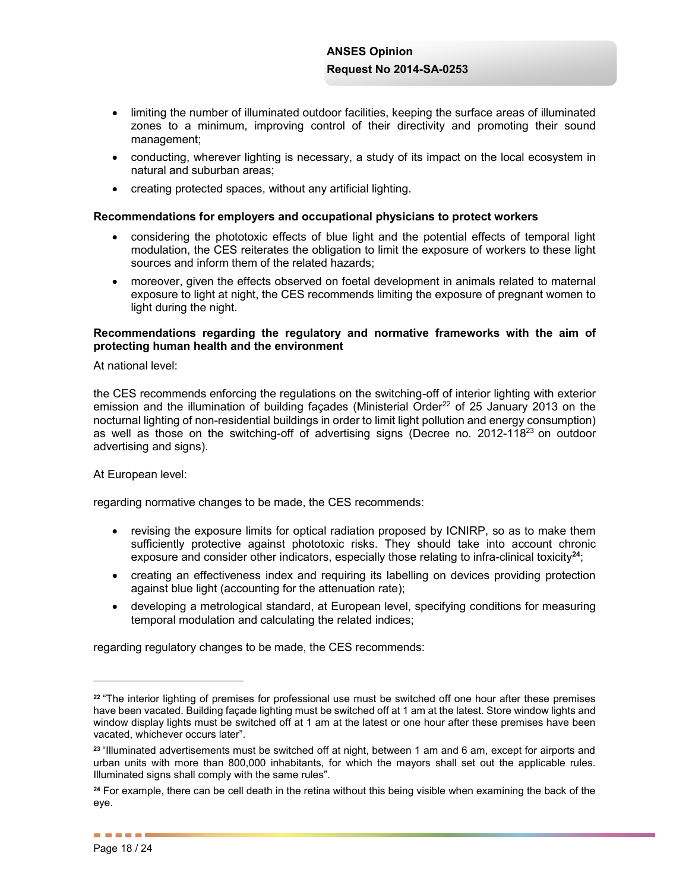- limiting the number of illuminated outdoor facilities, keeping the surface areas of illuminated zones to a minimum, improving control of their directivity and promoting their sound management;
- conducting, wherever lighting is necessary, a study of its impact on the local ecosystem in natural and suburban areas;
- creating protected spaces, without any artificial lighting.

**Recommendations for employers and occupational physicians to protect workers**

- considering the phototoxic effects of blue light and the potential effects of temporal light modulation, the CES reiterates the obligation to limit the exposure of workers to these light sources and inform them of the related hazards;
- moreover, given the effects observed on foetal development in animals related to maternal exposure to light at night, the CES recommends limiting the exposure of pregnant women to light during the night.

**Recommendations regarding the regulatory and normative frameworks with the aim of protecting human health and the environment**

At national level:

the CES recommends enforcing the regulations on the switching-off of interior lighting with exterior emission and the illumination of building façades (Ministerial Order[22] of 25 January 2013 on the nocturnal lighting of non-residential buildings in order to limit light pollution and energy consumption) as well as those on the switching-off of advertising signs (Decree no. 2012-118[23] on outdoor advertising and signs).

At European level:

regarding normative changes to be made, the CES recommends:

- revising the exposure limits for optical radiation proposed by ICNIRP, so as to make them sufficiently protective against phototoxic risks. They should take into account chronic exposure and consider other indicators, especially those relating to infra-clinical toxicity[24];
- creating an effectiveness index and requiring its labelling on devices providing protection against blue light (accounting for the attenuation rate);
- developing a metrological standard, at European level, specifying conditions for measuring temporal modulation and calculating the related indices;

regarding regulatory changes to be made, the CES recommends:

---

[22] "The interior lighting of premises for professional use must be switched off one hour after these premises have been vacated. Building façade lighting must be switched off at 1 am at the latest. Store window lights and window display lights must be switched off at 1 am at the latest or one hour after these premises have been vacated, whichever occurs later".

[23] "Illuminated advertisements must be switched off at night, between 1 am and 6 am, except for airports and urban units with more than 800,000 inhabitants, for which the mayors shall set out the applicable rules. Illuminated signs shall comply with the same rules".

[24] For example, there can be cell death in the retina without this being visible when examining the back of the eye.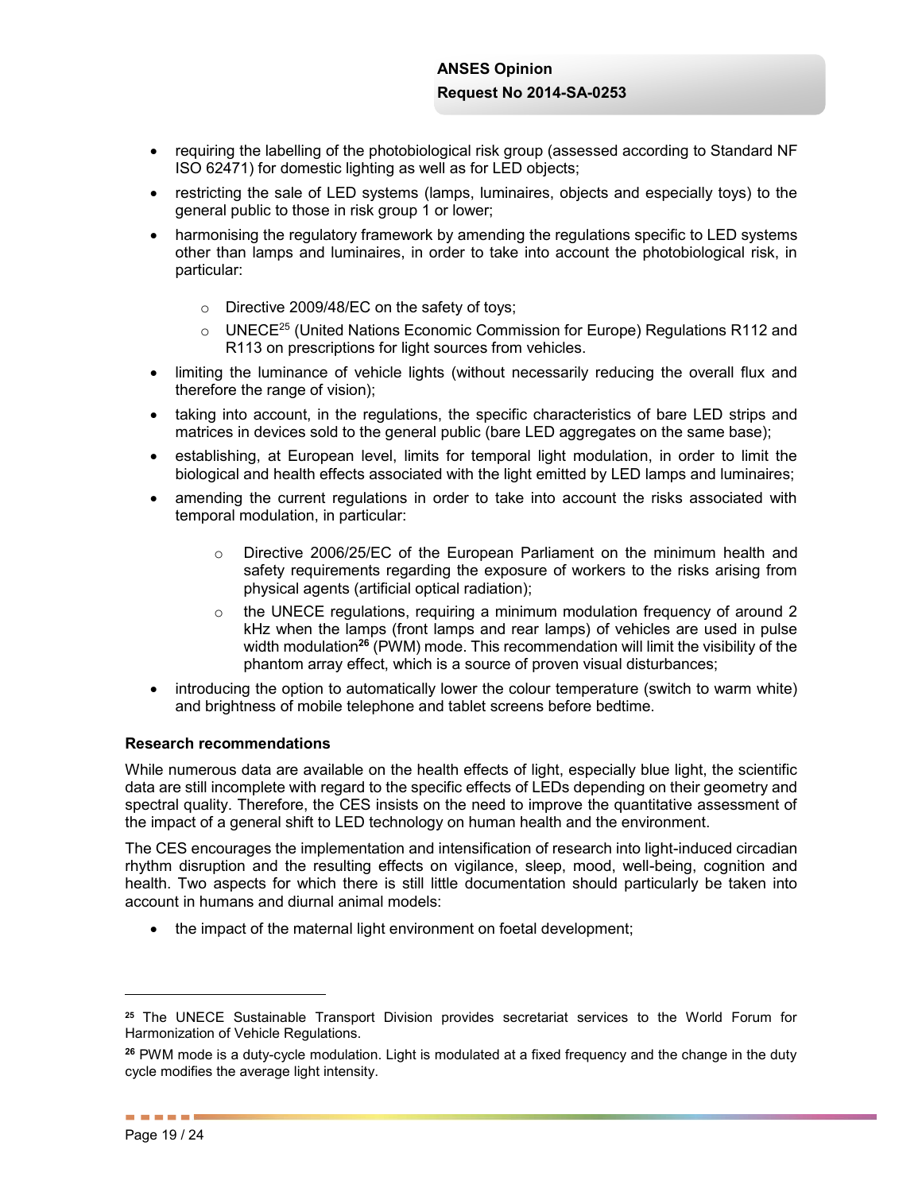- requiring the labelling of the photobiological risk group (assessed according to Standard NF ISO 62471) for domestic lighting as well as for LED objects;
- restricting the sale of LED systems (lamps, luminaires, objects and especially toys) to the general public to those in risk group 1 or lower;
- harmonising the regulatory framework by amending the regulations specific to LED systems other than lamps and luminaires, in order to take into account the photobiological risk, in particular:
  - Directive 2009/48/EC on the safety of toys;
  - UNECE[25] (United Nations Economic Commission for Europe) Regulations R112 and R113 on prescriptions for light sources from vehicles.
- limiting the luminance of vehicle lights (without necessarily reducing the overall flux and therefore the range of vision);
- taking into account, in the regulations, the specific characteristics of bare LED strips and matrices in devices sold to the general public (bare LED aggregates on the same base);
- establishing, at European level, limits for temporal light modulation, in order to limit the biological and health effects associated with the light emitted by LED lamps and luminaires;
- amending the current regulations in order to take into account the risks associated with temporal modulation, in particular:
  - Directive 2006/25/EC of the European Parliament on the minimum health and safety requirements regarding the exposure of workers to the risks arising from physical agents (artificial optical radiation);
  - the UNECE regulations, requiring a minimum modulation frequency of around 2 kHz when the lamps (front lamps and rear lamps) of vehicles are used in pulse width modulation[26] (PWM) mode. This recommendation will limit the visibility of the phantom array effect, which is a source of proven visual disturbances;
- introducing the option to automatically lower the colour temperature (switch to warm white) and brightness of mobile telephone and tablet screens before bedtime.

**Research recommendations**

While numerous data are available on the health effects of light, especially blue light, the scientific data are still incomplete with regard to the specific effects of LEDs depending on their geometry and spectral quality. Therefore, the CES insists on the need to improve the quantitative assessment of the impact of a general shift to LED technology on human health and the environment.

The CES encourages the implementation and intensification of research into light-induced circadian rhythm disruption and the resulting effects on vigilance, sleep, mood, well-being, cognition and health. Two aspects for which there is still little documentation should particularly be taken into account in humans and diurnal animal models:

- the impact of the maternal light environment on foetal development;

---

[25] The UNECE Sustainable Transport Division provides secretariat services to the World Forum for Harmonization of Vehicle Regulations.

[26] PWM mode is a duty-cycle modulation. Light is modulated at a fixed frequency and the change in the duty cycle modifies the average light intensity.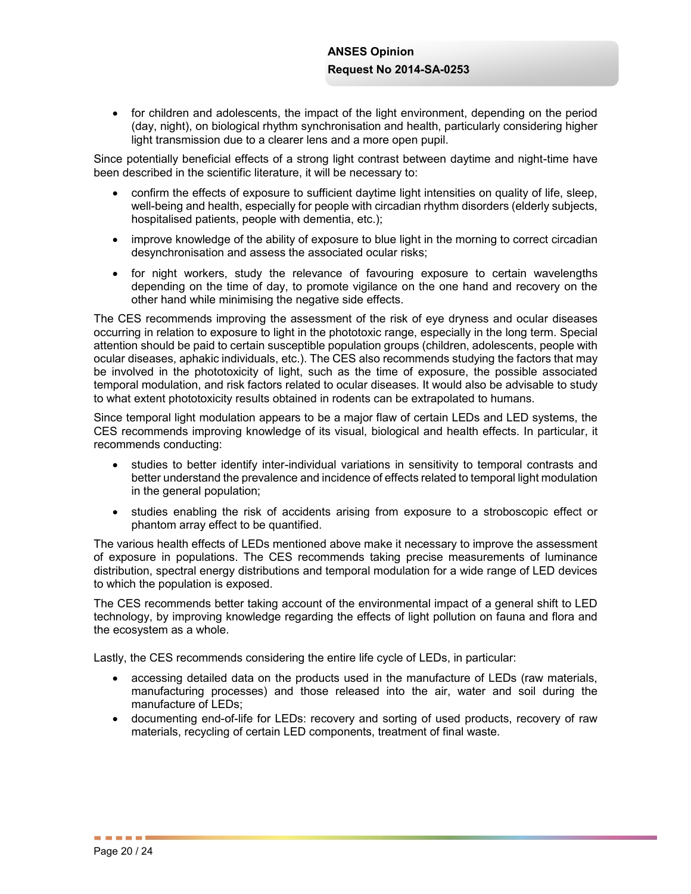- for children and adolescents, the impact of the light environment, depending on the period (day, night), on biological rhythm synchronisation and health, particularly considering higher light transmission due to a clearer lens and a more open pupil.

Since potentially beneficial effects of a strong light contrast between daytime and night-time have been described in the scientific literature, it will be necessary to:

- confirm the effects of exposure to sufficient daytime light intensities on quality of life, sleep, well-being and health, especially for people with circadian rhythm disorders (elderly subjects, hospitalised patients, people with dementia, etc.);
- improve knowledge of the ability of exposure to blue light in the morning to correct circadian desynchronisation and assess the associated ocular risks;
- for night workers, study the relevance of favouring exposure to certain wavelengths depending on the time of day, to promote vigilance on the one hand and recovery on the other hand while minimising the negative side effects.

The CES recommends improving the assessment of the risk of eye dryness and ocular diseases occurring in relation to exposure to light in the phototoxic range, especially in the long term. Special attention should be paid to certain susceptible population groups (children, adolescents, people with ocular diseases, aphakic individuals, etc.). The CES also recommends studying the factors that may be involved in the phototoxicity of light, such as the time of exposure, the possible associated temporal modulation, and risk factors related to ocular diseases. It would also be advisable to study to what extent phototoxicity results obtained in rodents can be extrapolated to humans.

Since temporal light modulation appears to be a major flaw of certain LEDs and LED systems, the CES recommends improving knowledge of its visual, biological and health effects. In particular, it recommends conducting:

- studies to better identify inter-individual variations in sensitivity to temporal contrasts and better understand the prevalence and incidence of effects related to temporal light modulation in the general population;
- studies enabling the risk of accidents arising from exposure to a stroboscopic effect or phantom array effect to be quantified.

The various health effects of LEDs mentioned above make it necessary to improve the assessment of exposure in populations. The CES recommends taking precise measurements of luminance distribution, spectral energy distributions and temporal modulation for a wide range of LED devices to which the population is exposed.

The CES recommends better taking account of the environmental impact of a general shift to LED technology, by improving knowledge regarding the effects of light pollution on fauna and flora and the ecosystem as a whole.

Lastly, the CES recommends considering the entire life cycle of LEDs, in particular:

- accessing detailed data on the products used in the manufacture of LEDs (raw materials, manufacturing processes) and those released into the air, water and soil during the manufacture of LEDs;
- documenting end-of-life for LEDs: recovery and sorting of used products, recovery of raw materials, recycling of certain LED components, treatment of final waste.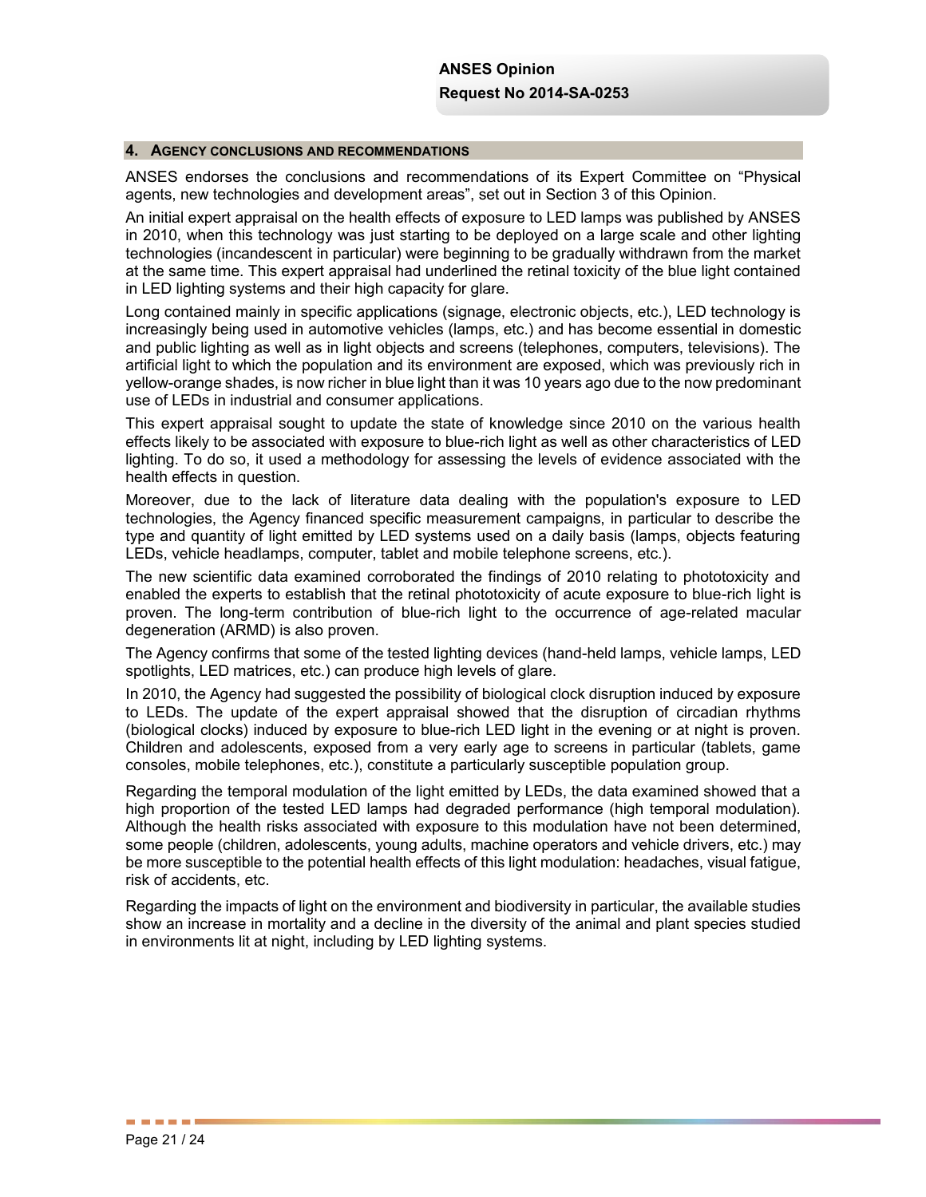## 4. AGENCY CONCLUSIONS AND RECOMMENDATIONS

ANSES endorses the conclusions and recommendations of its Expert Committee on "Physical agents, new technologies and development areas", set out in Section 3 of this Opinion.

An initial expert appraisal on the health effects of exposure to LED lamps was published by ANSES in 2010, when this technology was just starting to be deployed on a large scale and other lighting technologies (incandescent in particular) were beginning to be gradually withdrawn from the market at the same time. This expert appraisal had underlined the retinal toxicity of the blue light contained in LED lighting systems and their high capacity for glare.

Long contained mainly in specific applications (signage, electronic objects, etc.), LED technology is increasingly being used in automotive vehicles (lamps, etc.) and has become essential in domestic and public lighting as well as in light objects and screens (telephones, computers, televisions). The artificial light to which the population and its environment are exposed, which was previously rich in yellow-orange shades, is now richer in blue light than it was 10 years ago due to the now predominant use of LEDs in industrial and consumer applications.

This expert appraisal sought to update the state of knowledge since 2010 on the various health effects likely to be associated with exposure to blue-rich light as well as other characteristics of LED lighting. To do so, it used a methodology for assessing the levels of evidence associated with the health effects in question.

Moreover, due to the lack of literature data dealing with the population's exposure to LED technologies, the Agency financed specific measurement campaigns, in particular to describe the type and quantity of light emitted by LED systems used on a daily basis (lamps, objects featuring LEDs, vehicle headlamps, computer, tablet and mobile telephone screens, etc.).

The new scientific data examined corroborated the findings of 2010 relating to phototoxicity and enabled the experts to establish that the retinal phototoxicity of acute exposure to blue-rich light is proven. The long-term contribution of blue-rich light to the occurrence of age-related macular degeneration (ARMD) is also proven.

The Agency confirms that some of the tested lighting devices (hand-held lamps, vehicle lamps, LED spotlights, LED matrices, etc.) can produce high levels of glare.

In 2010, the Agency had suggested the possibility of biological clock disruption induced by exposure to LEDs. The update of the expert appraisal showed that the disruption of circadian rhythms (biological clocks) induced by exposure to blue-rich LED light in the evening or at night is proven. Children and adolescents, exposed from a very early age to screens in particular (tablets, game consoles, mobile telephones, etc.), constitute a particularly susceptible population group.

Regarding the temporal modulation of the light emitted by LEDs, the data examined showed that a high proportion of the tested LED lamps had degraded performance (high temporal modulation). Although the health risks associated with exposure to this modulation have not been determined, some people (children, adolescents, young adults, machine operators and vehicle drivers, etc.) may be more susceptible to the potential health effects of this light modulation: headaches, visual fatigue, risk of accidents, etc.

Regarding the impacts of light on the environment and biodiversity in particular, the available studies show an increase in mortality and a decline in the diversity of the animal and plant species studied in environments lit at night, including by LED lighting systems.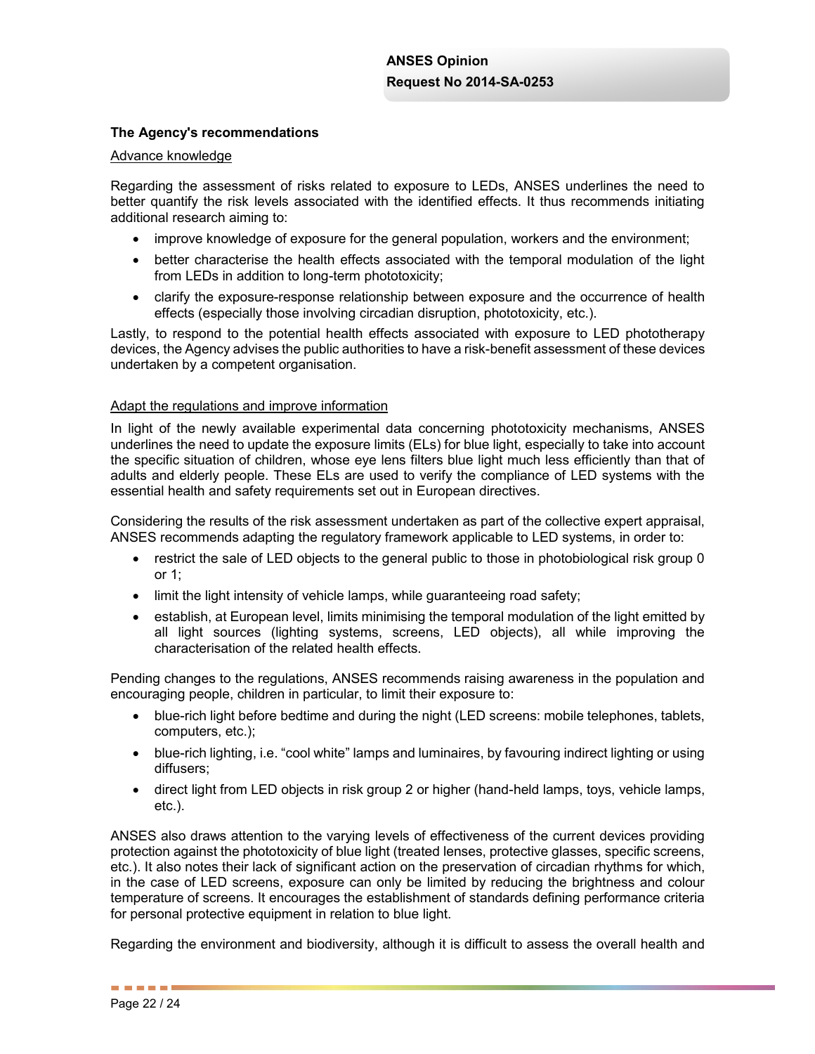### The Agency's recommendations

Advance knowledge

Regarding the assessment of risks related to exposure to LEDs, ANSES underlines the need to better quantify the risk levels associated with the identified effects. It thus recommends initiating additional research aiming to:

- improve knowledge of exposure for the general population, workers and the environment;
- better characterise the health effects associated with the temporal modulation of the light from LEDs in addition to long-term phototoxicity;
- clarify the exposure-response relationship between exposure and the occurrence of health effects (especially those involving circadian disruption, phototoxicity, etc.).

Lastly, to respond to the potential health effects associated with exposure to LED phototherapy devices, the Agency advises the public authorities to have a risk-benefit assessment of these devices undertaken by a competent organisation.

Adapt the regulations and improve information

In light of the newly available experimental data concerning phototoxicity mechanisms, ANSES underlines the need to update the exposure limits (ELs) for blue light, especially to take into account the specific situation of children, whose eye lens filters blue light much less efficiently than that of adults and elderly people. These ELs are used to verify the compliance of LED systems with the essential health and safety requirements set out in European directives.

Considering the results of the risk assessment undertaken as part of the collective expert appraisal, ANSES recommends adapting the regulatory framework applicable to LED systems, in order to:

- restrict the sale of LED objects to the general public to those in photobiological risk group 0 or 1;
- limit the light intensity of vehicle lamps, while guaranteeing road safety;
- establish, at European level, limits minimising the temporal modulation of the light emitted by all light sources (lighting systems, screens, LED objects), all while improving the characterisation of the related health effects.

Pending changes to the regulations, ANSES recommends raising awareness in the population and encouraging people, children in particular, to limit their exposure to:

- blue-rich light before bedtime and during the night (LED screens: mobile telephones, tablets, computers, etc.);
- blue-rich lighting, i.e. "cool white" lamps and luminaires, by favouring indirect lighting or using diffusers;
- direct light from LED objects in risk group 2 or higher (hand-held lamps, toys, vehicle lamps, etc.).

ANSES also draws attention to the varying levels of effectiveness of the current devices providing protection against the phototoxicity of blue light (treated lenses, protective glasses, specific screens, etc.). It also notes their lack of significant action on the preservation of circadian rhythms for which, in the case of LED screens, exposure can only be limited by reducing the brightness and colour temperature of screens. It encourages the establishment of standards defining performance criteria for personal protective equipment in relation to blue light.

Regarding the environment and biodiversity, although it is difficult to assess the overall health and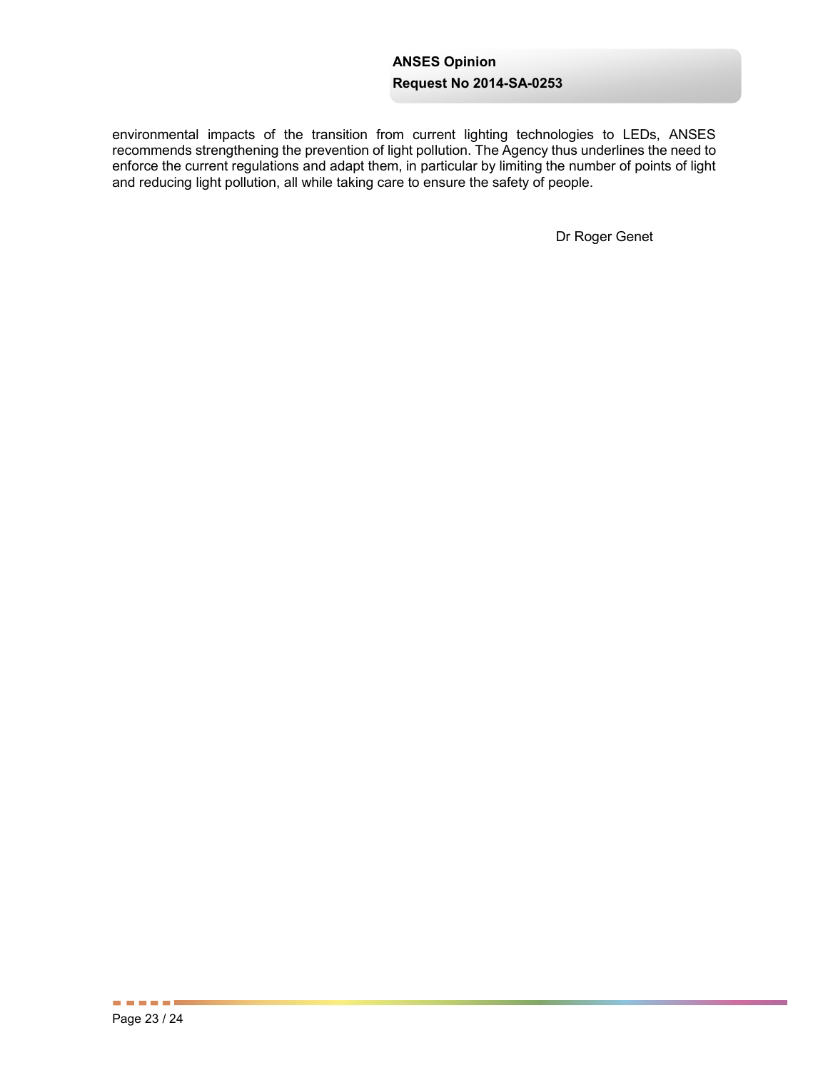environmental impacts of the transition from current lighting technologies to LEDs, ANSES recommends strengthening the prevention of light pollution. The Agency thus underlines the need to enforce the current regulations and adapt them, in particular by limiting the number of points of light and reducing light pollution, all while taking care to ensure the safety of people.

Dr Roger Genet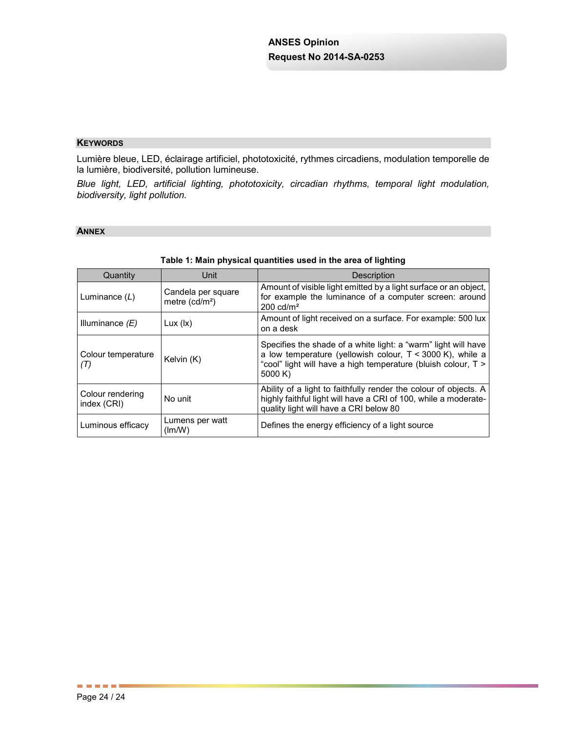## KEYWORDS

Lumière bleue, LED, éclairage artificiel, phototoxicité, rythmes circadiens, modulation temporelle de la lumière, biodiversité, pollution lumineuse.

*Blue light, LED, artificial lighting, phototoxicity, circadian rhythms, temporal light modulation, biodiversity, light pollution.*

## ANNEX

**Table 1: Main physical quantities used in the area of lighting**

| Quantity | Unit | Description |
|---|---|---|
| Luminance (*L*) | Candela per square metre (cd/m²) | Amount of visible light emitted by a light surface or an object, for example the luminance of a computer screen: around 200 cd/m² |
| Illuminance *(E)* | Lux (lx) | Amount of light received on a surface. For example: 500 lux on a desk |
| Colour temperature *(T)* | Kelvin (K) | Specifies the shade of a white light: a "warm" light will have a low temperature (yellowish colour, $T < 3000$ K), while a "cool" light will have a high temperature (bluish colour, $T > 5000$ K) |
| Colour rendering index (CRI) | No unit | Ability of a light to faithfully render the colour of objects. A highly faithful light will have a CRI of 100, while a moderate-quality light will have a CRI below 80 |
| Luminous efficacy | Lumens per watt (lm/W) | Defines the energy efficiency of a light source |